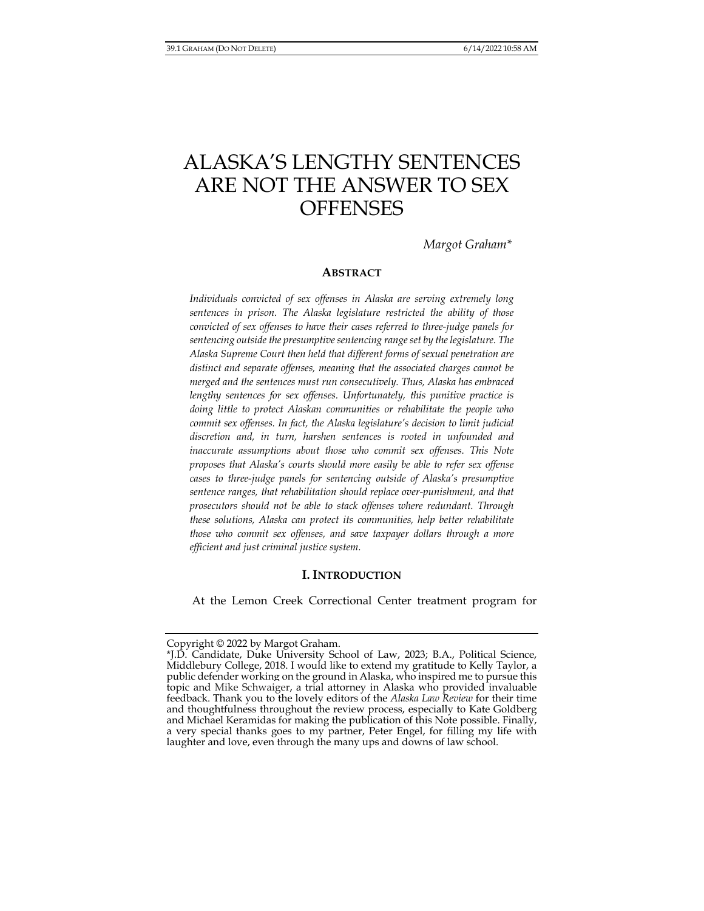# ALASKA'S LENGTHY SENTENCES ARE NOT THE ANSWER TO SEX OFFENSES

*Margot Graham\**

## ABSTRACT

*Individuals convicted of sex offenses in Alaska are serving extremely long sentences in prison. The Alaska legislature restricted the ability of those convicted of sex offenses to have their cases referred to three-judge panels for sentencing outside the presumptive sentencing range set by the legislature. The Alaska Supreme Court then held that different forms of sexual penetration are distinct and separate offenses, meaning that the associated charges cannot be merged and the sentences must run consecutively. Thus, Alaska has embraced lengthy sentences for sex offenses. Unfortunately, this punitive practice is doing little to protect Alaskan communities or rehabilitate the people who commit sex offenses. In fact, the Alaska legislature's decision to limit judicial discretion and, in turn, harshen sentences is rooted in unfounded and inaccurate assumptions about those who commit sex offenses. This Note proposes that Alaska's courts should more easily be able to refer sex offense cases to three-judge panels for sentencing outside of Alaska's presumptive sentence ranges, that rehabilitation should replace over-punishment, and that prosecutors should not be able to stack offenses where redundant. Through these solutions, Alaska can protect its communities, help better rehabilitate those who commit sex offenses, and save taxpayer dollars through a more efficient and just criminal justice system.*

## I. INTRODUCTION

At the Lemon Creek Correctional Center treatment program for

---

Copyright © 2022 by Margot Graham.

\*J.D. Candidate, Duke University School of Law, 2023; B.A., Political Science, Middlebury College, 2018. I would like to extend my gratitude to Kelly Taylor, a public defender working on the ground in Alaska, who inspired me to pursue this topic and Mike Schwaiger, a trial attorney in Alaska who provided invaluable feedback. Thank you to the lovely editors of the *Alaska Law Review* for their time and thoughtfulness throughout the review process, especially to Kate Goldberg and Michael Keramidas for making the publication of this Note possible. Finally, a very special thanks goes to my partner, Peter Engel, for filling my life with laughter and love, even through the many ups and downs of law school.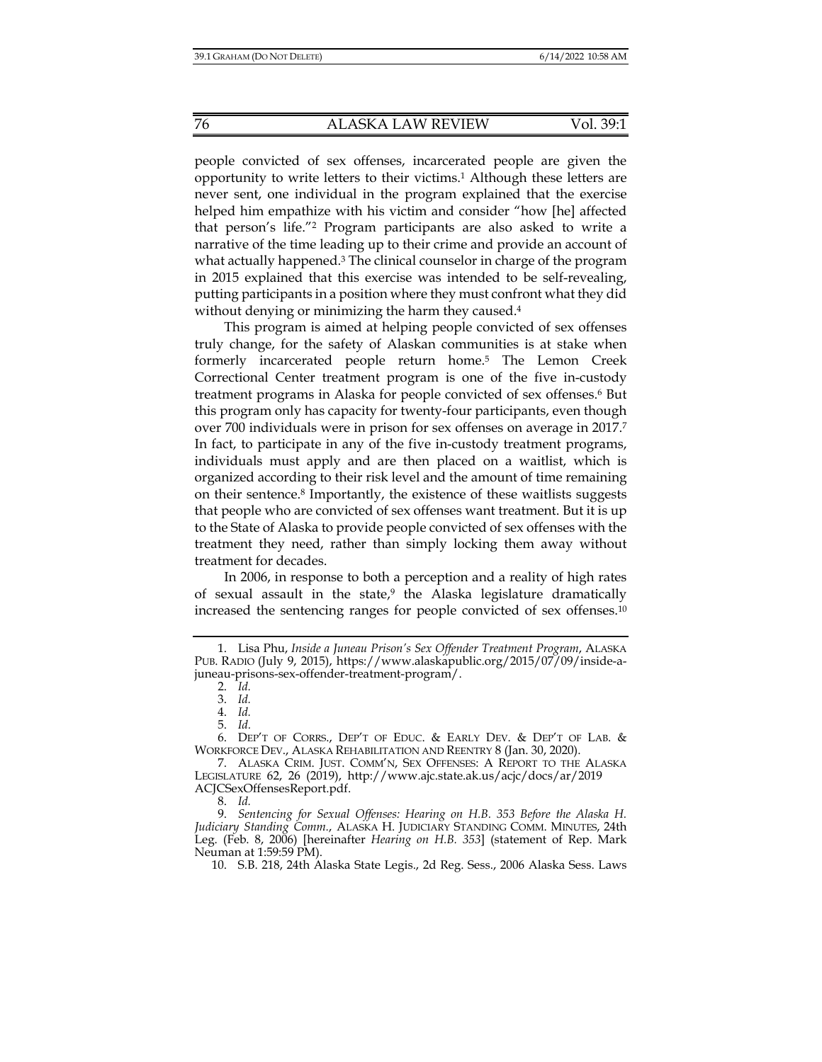people convicted of sex offenses, incarcerated people are given the opportunity to write letters to their victims.[1] Although these letters are never sent, one individual in the program explained that the exercise helped him empathize with his victim and consider "how [he] affected that person's life."[2] Program participants are also asked to write a narrative of the time leading up to their crime and provide an account of what actually happened.[3] The clinical counselor in charge of the program in 2015 explained that this exercise was intended to be self-revealing, putting participants in a position where they must confront what they did without denying or minimizing the harm they caused.[4]

This program is aimed at helping people convicted of sex offenses truly change, for the safety of Alaskan communities is at stake when formerly incarcerated people return home.[5] The Lemon Creek Correctional Center treatment program is one of the five in-custody treatment programs in Alaska for people convicted of sex offenses.[6] But this program only has capacity for twenty-four participants, even though over 700 individuals were in prison for sex offenses on average in 2017.[7] In fact, to participate in any of the five in-custody treatment programs, individuals must apply and are then placed on a waitlist, which is organized according to their risk level and the amount of time remaining on their sentence.[8] Importantly, the existence of these waitlists suggests that people who are convicted of sex offenses want treatment. But it is up to the State of Alaska to provide people convicted of sex offenses with the treatment they need, rather than simply locking them away without treatment for decades.

In 2006, in response to both a perception and a reality of high rates of sexual assault in the state,[9] the Alaska legislature dramatically increased the sentencing ranges for people convicted of sex offenses.[10]

---

1. Lisa Phu, *Inside a Juneau Prison's Sex Offender Treatment Program*, ALASKA PUB. RADIO (July 9, 2015), https://www.alaskapublic.org/2015/07/09/inside-a-juneau-prisons-sex-offender-treatment-program/.
2. *Id.*
3. *Id.*
4. *Id.*
5. *Id.*
6. DEP'T OF CORRS., DEP'T OF EDUC. & EARLY DEV. & DEP'T OF LAB. & WORKFORCE DEV., ALASKA REHABILITATION AND REENTRY 8 (Jan. 30, 2020).
7. ALASKA CRIM. JUST. COMM'N, SEX OFFENSES: A REPORT TO THE ALASKA LEGISLATURE 62, 26 (2019), http://www.ajc.state.ak.us/acjc/docs/ar/2019ACJCSexOffensesReport.pdf.
8. *Id.*
9. *Sentencing for Sexual Offenses: Hearing on H.B. 353 Before the Alaska H. Judiciary Standing Comm.*, ALASKA H. JUDICIARY STANDING COMM. MINUTES, 24th Leg. (Feb. 8, 2006) [hereinafter *Hearing on H.B. 353*] (statement of Rep. Mark Neuman at 1:59:59 PM).
10. S.B. 218, 24th Alaska State Legis., 2d Reg. Sess., 2006 Alaska Sess. Laws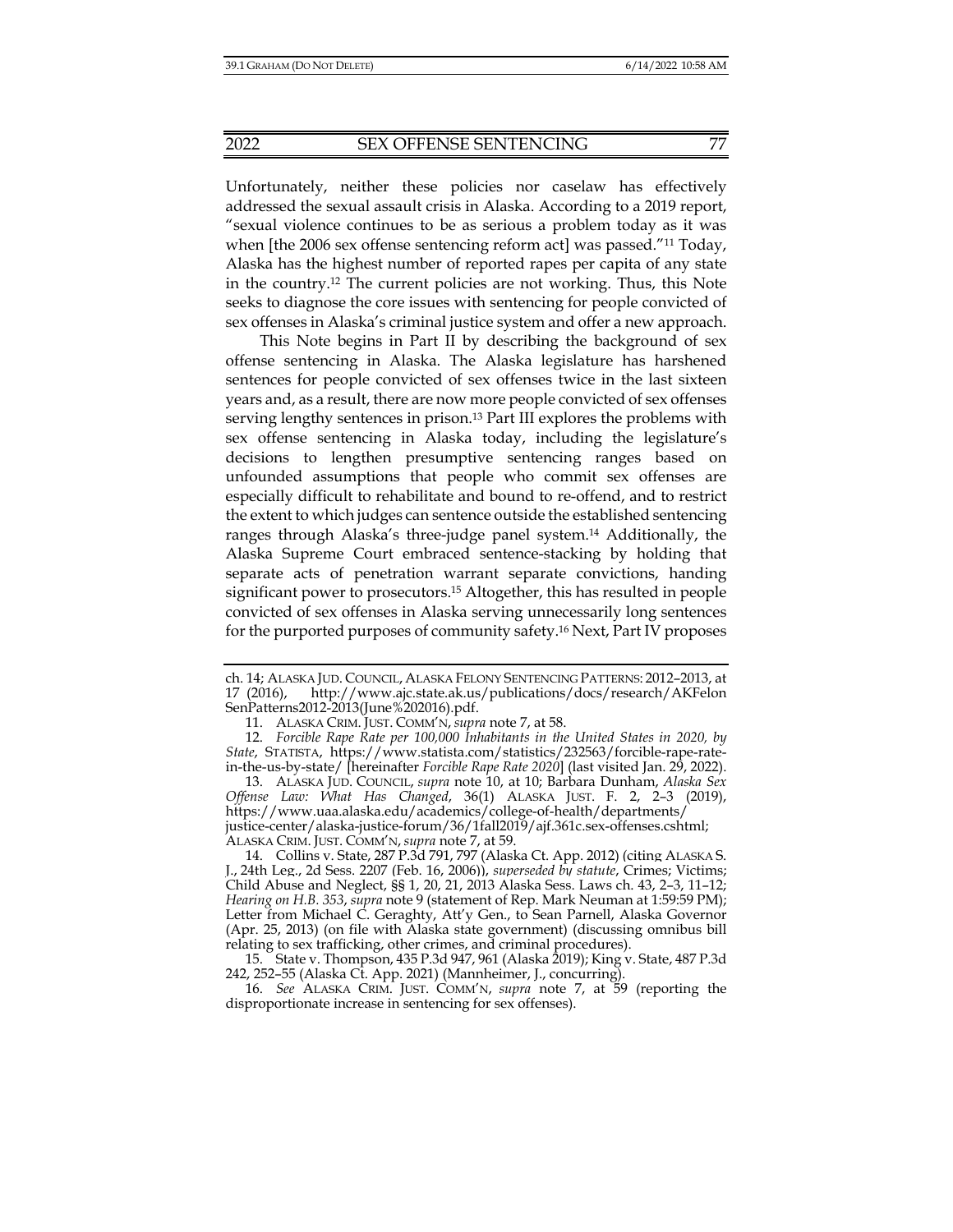Unfortunately, neither these policies nor caselaw has effectively addressed the sexual assault crisis in Alaska. According to a 2019 report, "sexual violence continues to be as serious a problem today as it was when [the 2006 sex offense sentencing reform act] was passed."[11] Today, Alaska has the highest number of reported rapes per capita of any state in the country.[12] The current policies are not working. Thus, this Note seeks to diagnose the core issues with sentencing for people convicted of sex offenses in Alaska's criminal justice system and offer a new approach.

This Note begins in Part II by describing the background of sex offense sentencing in Alaska. The Alaska legislature has harshened sentences for people convicted of sex offenses twice in the last sixteen years and, as a result, there are now more people convicted of sex offenses serving lengthy sentences in prison.[13] Part III explores the problems with sex offense sentencing in Alaska today, including the legislature's decisions to lengthen presumptive sentencing ranges based on unfounded assumptions that people who commit sex offenses are especially difficult to rehabilitate and bound to re-offend, and to restrict the extent to which judges can sentence outside the established sentencing ranges through Alaska's three-judge panel system.[14] Additionally, the Alaska Supreme Court embraced sentence-stacking by holding that separate acts of penetration warrant separate convictions, handing significant power to prosecutors.[15] Altogether, this has resulted in people convicted of sex offenses in Alaska serving unnecessarily long sentences for the purported purposes of community safety.[16] Next, Part IV proposes

---

ch. 14; ALASKA JUD. COUNCIL, ALASKA FELONY SENTENCING PATTERNS: 2012–2013, at 17 (2016), http://www.ajc.state.ak.us/publications/docs/research/AKFelonSenPatterns2012-2013(June%202016).pdf.

11. ALASKA CRIM. JUST. COMM'N, *supra* note 7, at 58.

12. *Forcible Rape Rate per 100,000 Inhabitants in the United States in 2020, by State*, STATISTA, https://www.statista.com/statistics/232563/forcible-rape-rate-in-the-us-by-state/ [hereinafter *Forcible Rape Rate 2020*] (last visited Jan. 29, 2022).

13. ALASKA JUD. COUNCIL, *supra* note 10, at 10; Barbara Dunham, *Alaska Sex Offense Law: What Has Changed*, 36(1) ALASKA JUST. F. 2, 2–3 (2019), https://www.uaa.alaska.edu/academics/college-of-health/departments/justice-center/alaska-justice-forum/36/1fall2019/ajf.361c.sex-offenses.cshtml; ALASKA CRIM. JUST. COMM'N, *supra* note 7, at 59.

14. Collins v. State, 287 P.3d 791, 797 (Alaska Ct. App. 2012) (citing ALASKA S. J., 24th Leg., 2d Sess. 2207 (Feb. 16, 2006)), *superseded by statute*, Crimes; Victims; Child Abuse and Neglect, §§ 1, 20, 21, 2013 Alaska Sess. Laws ch. 43, 2–3, 11–12; *Hearing on H.B. 353*, *supra* note 9 (statement of Rep. Mark Neuman at 1:59:59 PM); Letter from Michael C. Geraghty, Att'y Gen., to Sean Parnell, Alaska Governor (Apr. 25, 2013) (on file with Alaska state government) (discussing omnibus bill relating to sex trafficking, other crimes, and criminal procedures).

15. State v. Thompson, 435 P.3d 947, 961 (Alaska 2019); King v. State, 487 P.3d 242, 252–55 (Alaska Ct. App. 2021) (Mannheimer, J., concurring).

16. *See* ALASKA CRIM. JUST. COMM'N, *supra* note 7, at 59 (reporting the disproportionate increase in sentencing for sex offenses).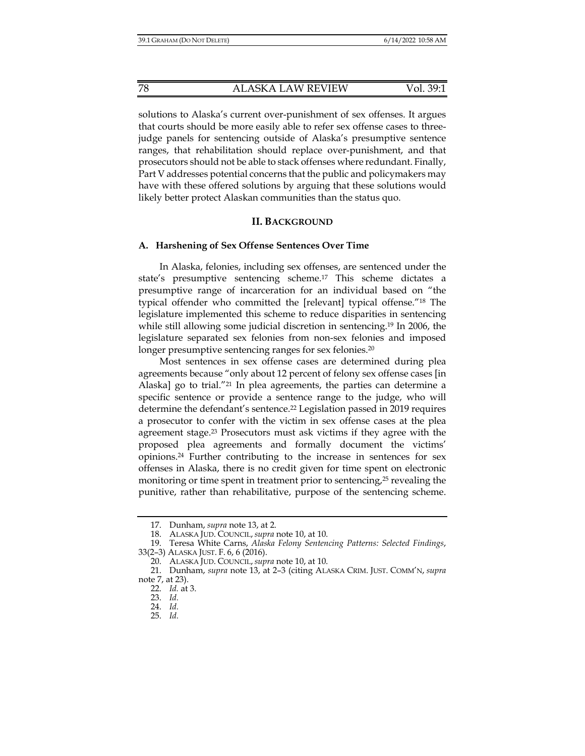solutions to Alaska's current over-punishment of sex offenses. It argues that courts should be more easily able to refer sex offense cases to three-judge panels for sentencing outside of Alaska's presumptive sentence ranges, that rehabilitation should replace over-punishment, and that prosecutors should not be able to stack offenses where redundant. Finally, Part V addresses potential concerns that the public and policymakers may have with these offered solutions by arguing that these solutions would likely better protect Alaskan communities than the status quo.

## II. BACKGROUND

### A. Harshening of Sex Offense Sentences Over Time

In Alaska, felonies, including sex offenses, are sentenced under the state's presumptive sentencing scheme.[17] This scheme dictates a presumptive range of incarceration for an individual based on "the typical offender who committed the [relevant] typical offense."[18] The legislature implemented this scheme to reduce disparities in sentencing while still allowing some judicial discretion in sentencing.[19] In 2006, the legislature separated sex felonies from non-sex felonies and imposed longer presumptive sentencing ranges for sex felonies.[20]

Most sentences in sex offense cases are determined during plea agreements because "only about 12 percent of felony sex offense cases [in Alaska] go to trial."[21] In plea agreements, the parties can determine a specific sentence or provide a sentence range to the judge, who will determine the defendant's sentence.[22] Legislation passed in 2019 requires a prosecutor to confer with the victim in sex offense cases at the plea agreement stage.[23] Prosecutors must ask victims if they agree with the proposed plea agreements and formally document the victims' opinions.[24] Further contributing to the increase in sentences for sex offenses in Alaska, there is no credit given for time spent on electronic monitoring or time spent in treatment prior to sentencing,[25] revealing the punitive, rather than rehabilitative, purpose of the sentencing scheme.

---

17. Dunham, *supra* note 13, at 2.

18. ALASKA JUD. COUNCIL, *supra* note 10, at 10.

19. Teresa White Carns, *Alaska Felony Sentencing Patterns: Selected Findings*, 33(2–3) ALASKA JUST. F. 6, 6 (2016).

20. ALASKA JUD. COUNCIL, *supra* note 10, at 10.

21. Dunham, *supra* note 13, at 2–3 (citing ALASKA CRIM. JUST. COMM'N, *supra* note 7, at 23).

22. *Id.* at 3.

23. *Id.*

24. *Id.*

25. *Id.*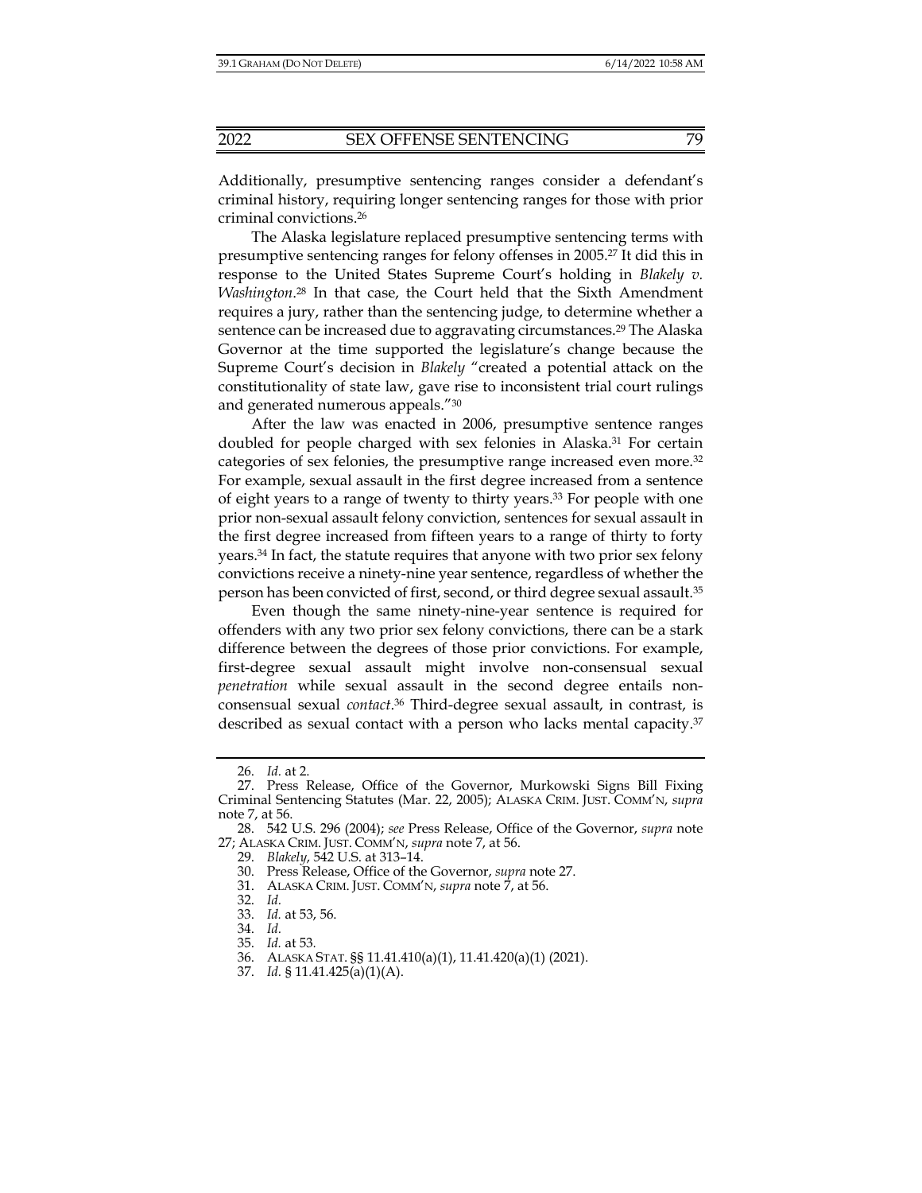Additionally, presumptive sentencing ranges consider a defendant's criminal history, requiring longer sentencing ranges for those with prior criminal convictions.[26]

The Alaska legislature replaced presumptive sentencing terms with presumptive sentencing ranges for felony offenses in 2005.[27] It did this in response to the United States Supreme Court's holding in *Blakely v. Washington*.[28] In that case, the Court held that the Sixth Amendment requires a jury, rather than the sentencing judge, to determine whether a sentence can be increased due to aggravating circumstances.[29] The Alaska Governor at the time supported the legislature's change because the Supreme Court's decision in *Blakely* "created a potential attack on the constitutionality of state law, gave rise to inconsistent trial court rulings and generated numerous appeals."[30]

After the law was enacted in 2006, presumptive sentence ranges doubled for people charged with sex felonies in Alaska.[31] For certain categories of sex felonies, the presumptive range increased even more.[32] For example, sexual assault in the first degree increased from a sentence of eight years to a range of twenty to thirty years.[33] For people with one prior non-sexual assault felony conviction, sentences for sexual assault in the first degree increased from fifteen years to a range of thirty to forty years.[34] In fact, the statute requires that anyone with two prior sex felony convictions receive a ninety-nine year sentence, regardless of whether the person has been convicted of first, second, or third degree sexual assault.[35]

Even though the same ninety-nine-year sentence is required for offenders with any two prior sex felony convictions, there can be a stark difference between the degrees of those prior convictions. For example, first-degree sexual assault might involve non-consensual sexual *penetration* while sexual assault in the second degree entails non-consensual sexual *contact*.[36] Third-degree sexual assault, in contrast, is described as sexual contact with a person who lacks mental capacity.[37]

---

26. *Id.* at 2.

27. Press Release, Office of the Governor, Murkowski Signs Bill Fixing Criminal Sentencing Statutes (Mar. 22, 2005); ALASKA CRIM. JUST. COMM'N, *supra* note 7, at 56.

28. 542 U.S. 296 (2004); *see* Press Release, Office of the Governor, *supra* note 27; ALASKA CRIM. JUST. COMM'N, *supra* note 7, at 56.

29. *Blakely*, 542 U.S. at 313–14.

30. Press Release, Office of the Governor, *supra* note 27.

31. ALASKA CRIM. JUST. COMM'N, *supra* note 7, at 56.

32. *Id.*

33. *Id.* at 53, 56.

34. *Id.*

35. *Id.* at 53.

36. ALASKA STAT. §§ 11.41.410(a)(1), 11.41.420(a)(1) (2021).

37. *Id.* § 11.41.425(a)(1)(A).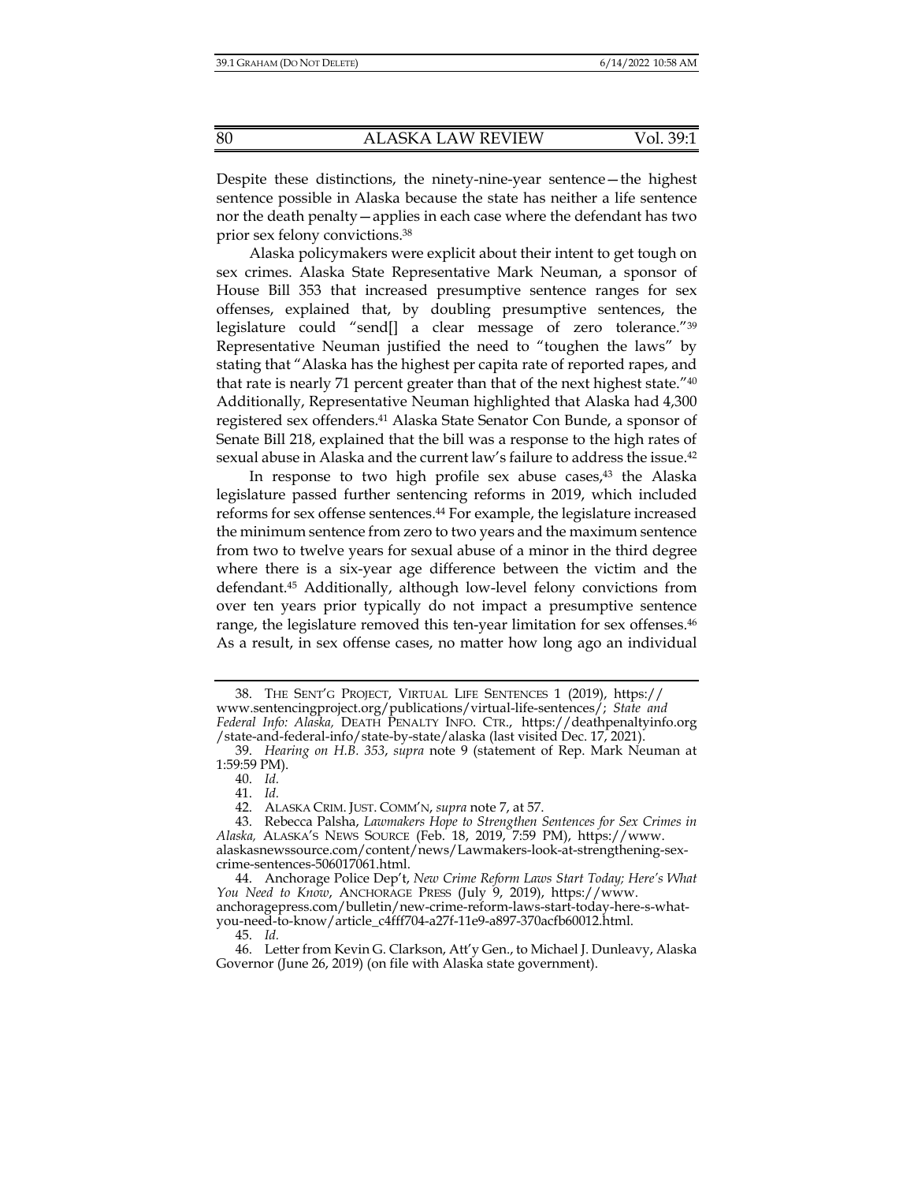Despite these distinctions, the ninety-nine-year sentence—the highest sentence possible in Alaska because the state has neither a life sentence nor the death penalty—applies in each case where the defendant has two prior sex felony convictions.[38]

Alaska policymakers were explicit about their intent to get tough on sex crimes. Alaska State Representative Mark Neuman, a sponsor of House Bill 353 that increased presumptive sentence ranges for sex offenses, explained that, by doubling presumptive sentences, the legislature could "send[] a clear message of zero tolerance."[39] Representative Neuman justified the need to "toughen the laws" by stating that "Alaska has the highest per capita rate of reported rapes, and that rate is nearly 71 percent greater than that of the next highest state."[40] Additionally, Representative Neuman highlighted that Alaska had 4,300 registered sex offenders.[41] Alaska State Senator Con Bunde, a sponsor of Senate Bill 218, explained that the bill was a response to the high rates of sexual abuse in Alaska and the current law's failure to address the issue.[42]

In response to two high profile sex abuse cases,[43] the Alaska legislature passed further sentencing reforms in 2019, which included reforms for sex offense sentences.[44] For example, the legislature increased the minimum sentence from zero to two years and the maximum sentence from two to twelve years for sexual abuse of a minor in the third degree where there is a six-year age difference between the victim and the defendant.[45] Additionally, although low-level felony convictions from over ten years prior typically do not impact a presumptive sentence range, the legislature removed this ten-year limitation for sex offenses.[46] As a result, in sex offense cases, no matter how long ago an individual

---

38. THE SENT'G PROJECT, VIRTUAL LIFE SENTENCES 1 (2019), https://www.sentencingproject.org/publications/virtual-life-sentences/; *State and Federal Info: Alaska,* DEATH PENALTY INFO. CTR., https://deathpenaltyinfo.org/state-and-federal-info/state-by-state/alaska (last visited Dec. 17, 2021).

39. *Hearing on H.B. 353*, *supra* note 9 (statement of Rep. Mark Neuman at 1:59:59 PM).

40. *Id.*

41. *Id.*

42. ALASKA CRIM. JUST. COMM'N, *supra* note 7, at 57.

43. Rebecca Palsha, *Lawmakers Hope to Strengthen Sentences for Sex Crimes in Alaska,* ALASKA'S NEWS SOURCE (Feb. 18, 2019, 7:59 PM), https://www.alaskasnewssource.com/content/news/Lawmakers-look-at-strengthening-sex-crime-sentences-506017061.html.

44. Anchorage Police Dep't, *New Crime Reform Laws Start Today; Here's What You Need to Know*, ANCHORAGE PRESS (July 9, 2019), https://www.anchoragepress.com/bulletin/new-crime-reform-laws-start-today-here-s-what-you-need-to-know/article_c4fff704-a27f-11e9-a897-370acfb60012.html.

45. *Id.*

46. Letter from Kevin G. Clarkson, Att'y Gen., to Michael J. Dunleavy, Alaska Governor (June 26, 2019) (on file with Alaska state government).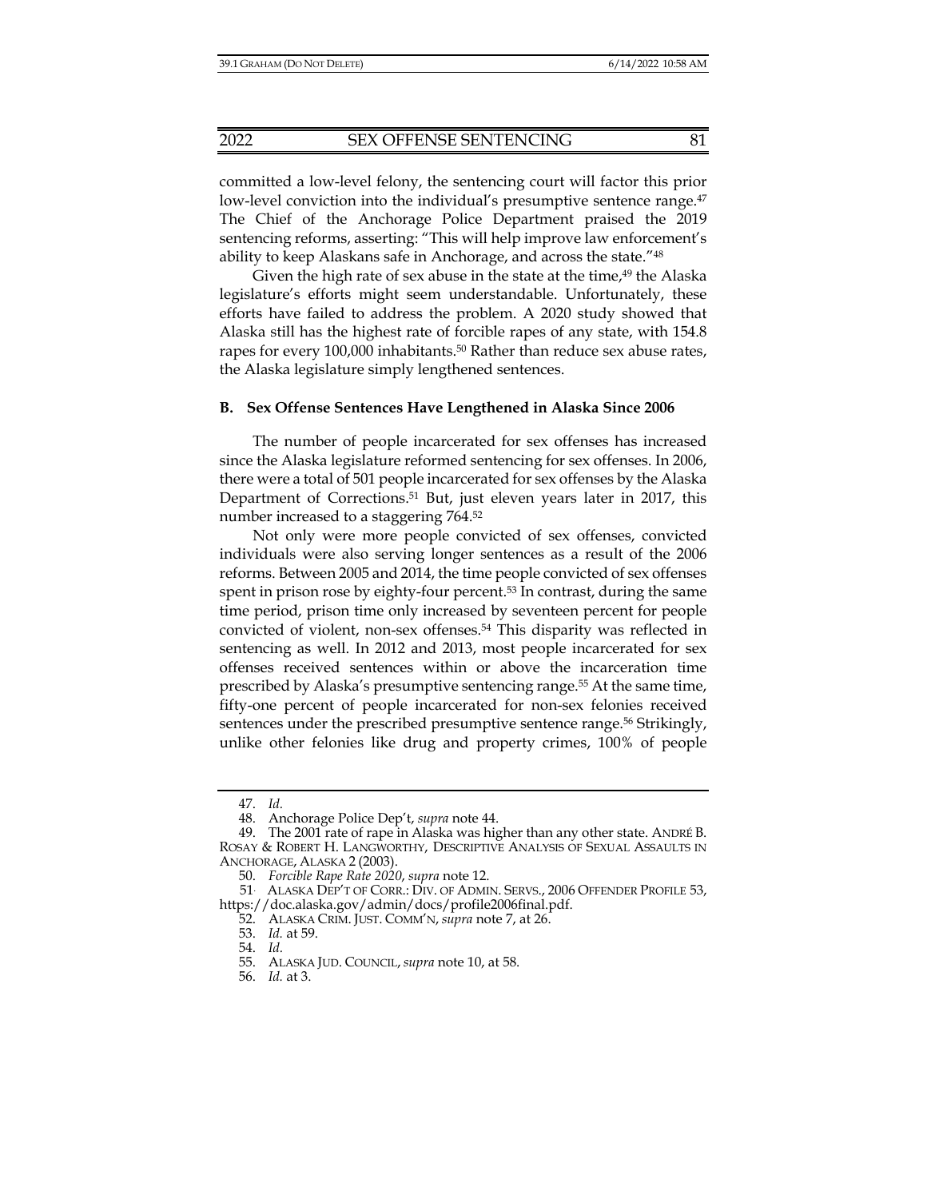committed a low-level felony, the sentencing court will factor this prior low-level conviction into the individual's presumptive sentence range.[47] The Chief of the Anchorage Police Department praised the 2019 sentencing reforms, asserting: "This will help improve law enforcement's ability to keep Alaskans safe in Anchorage, and across the state."[48]

Given the high rate of sex abuse in the state at the time,[49] the Alaska legislature's efforts might seem understandable. Unfortunately, these efforts have failed to address the problem. A 2020 study showed that Alaska still has the highest rate of forcible rapes of any state, with 154.8 rapes for every 100,000 inhabitants.[50] Rather than reduce sex abuse rates, the Alaska legislature simply lengthened sentences.

### B. Sex Offense Sentences Have Lengthened in Alaska Since 2006

The number of people incarcerated for sex offenses has increased since the Alaska legislature reformed sentencing for sex offenses. In 2006, there were a total of 501 people incarcerated for sex offenses by the Alaska Department of Corrections.[51] But, just eleven years later in 2017, this number increased to a staggering 764.[52]

Not only were more people convicted of sex offenses, convicted individuals were also serving longer sentences as a result of the 2006 reforms. Between 2005 and 2014, the time people convicted of sex offenses spent in prison rose by eighty-four percent.[53] In contrast, during the same time period, prison time only increased by seventeen percent for people convicted of violent, non-sex offenses.[54] This disparity was reflected in sentencing as well. In 2012 and 2013, most people incarcerated for sex offenses received sentences within or above the incarceration time prescribed by Alaska's presumptive sentencing range.[55] At the same time, fifty-one percent of people incarcerated for non-sex felonies received sentences under the prescribed presumptive sentence range.[56] Strikingly, unlike other felonies like drug and property crimes, 100% of people

---

47. *Id.*

48. Anchorage Police Dep't, *supra* note 44.

49. The 2001 rate of rape in Alaska was higher than any other state. ANDRÉ B. ROSAY & ROBERT H. LANGWORTHY, DESCRIPTIVE ANALYSIS OF SEXUAL ASSAULTS IN ANCHORAGE, ALASKA 2 (2003).

50. *Forcible Rape Rate 2020*, *supra* note 12.

51. ALASKA DEP'T OF CORR.: DIV. OF ADMIN. SERVS., 2006 OFFENDER PROFILE 53, https://doc.alaska.gov/admin/docs/profile2006final.pdf.

52. ALASKA CRIM. JUST. COMM'N, *supra* note 7, at 26.

53. *Id.* at 59.

54. *Id.*

55. ALASKA JUD. COUNCIL, *supra* note 10, at 58.

56. *Id.* at 3.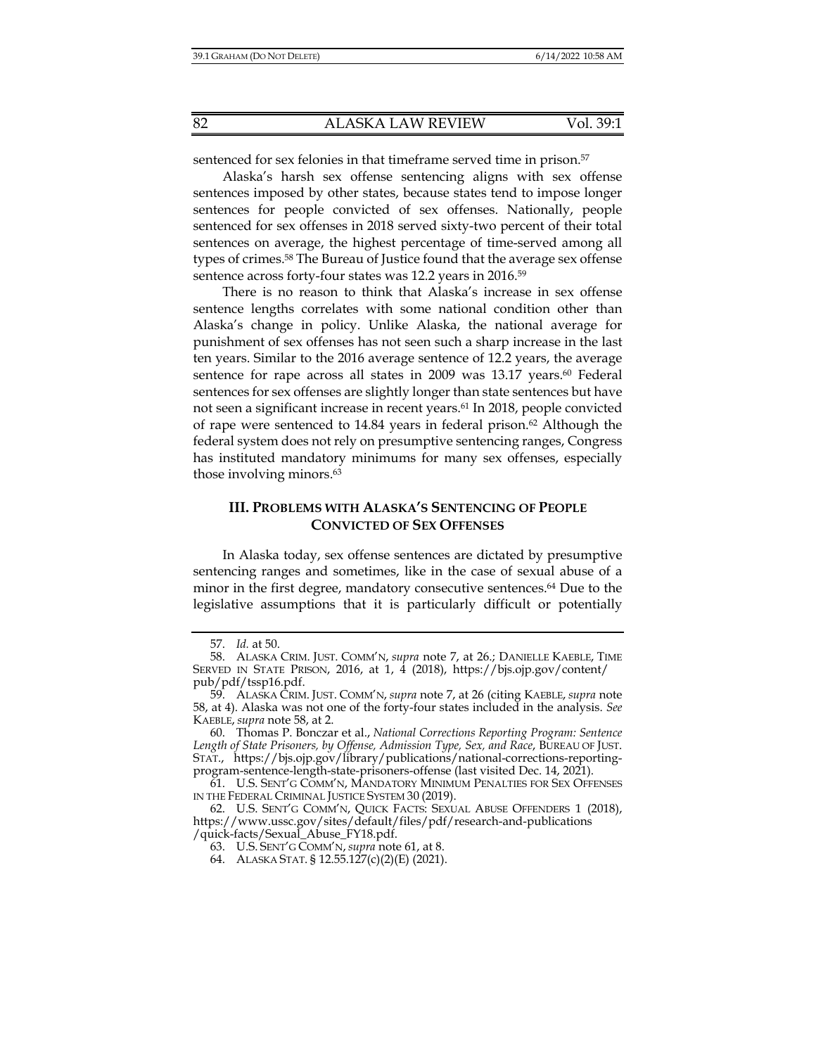sentenced for sex felonies in that timeframe served time in prison.[57]

Alaska's harsh sex offense sentencing aligns with sex offense sentences imposed by other states, because states tend to impose longer sentences for people convicted of sex offenses. Nationally, people sentenced for sex offenses in 2018 served sixty-two percent of their total sentences on average, the highest percentage of time-served among all types of crimes.[58] The Bureau of Justice found that the average sex offense sentence across forty-four states was 12.2 years in 2016.[59]

There is no reason to think that Alaska's increase in sex offense sentence lengths correlates with some national condition other than Alaska's change in policy. Unlike Alaska, the national average for punishment of sex offenses has not seen such a sharp increase in the last ten years. Similar to the 2016 average sentence of 12.2 years, the average sentence for rape across all states in 2009 was 13.17 years.[60] Federal sentences for sex offenses are slightly longer than state sentences but have not seen a significant increase in recent years.[61] In 2018, people convicted of rape were sentenced to 14.84 years in federal prison.[62] Although the federal system does not rely on presumptive sentencing ranges, Congress has instituted mandatory minimums for many sex offenses, especially those involving minors.[63]

## III. PROBLEMS WITH ALASKA'S SENTENCING OF PEOPLE CONVICTED OF SEX OFFENSES

In Alaska today, sex offense sentences are dictated by presumptive sentencing ranges and sometimes, like in the case of sexual abuse of a minor in the first degree, mandatory consecutive sentences.[64] Due to the legislative assumptions that it is particularly difficult or potentially

---

57. *Id.* at 50.

58. ALASKA CRIM. JUST. COMM'N, *supra* note 7, at 26.; DANIELLE KAEBLE, TIME SERVED IN STATE PRISON, 2016, at 1, 4 (2018), https://bjs.ojp.gov/content/pub/pdf/tssp16.pdf.

59. ALASKA CRIM. JUST. COMM'N, *supra* note 7, at 26 (citing KAEBLE, *supra* note 58, at 4). Alaska was not one of the forty-four states included in the analysis. *See* KAEBLE, *supra* note 58, at 2.

60. Thomas P. Bonczar et al., *National Corrections Reporting Program: Sentence Length of State Prisoners, by Offense, Admission Type, Sex, and Race*, BUREAU OF JUST. STAT., https://bjs.ojp.gov/library/publications/national-corrections-reporting-program-sentence-length-state-prisoners-offense (last visited Dec. 14, 2021).

61. U.S. SENT'G COMM'N, MANDATORY MINIMUM PENALTIES FOR SEX OFFENSES IN THE FEDERAL CRIMINAL JUSTICE SYSTEM 30 (2019).

62. U.S. SENT'G COMM'N, QUICK FACTS: SEXUAL ABUSE OFFENDERS 1 (2018), https://www.ussc.gov/sites/default/files/pdf/research-and-publications/quick-facts/Sexual_Abuse_FY18.pdf.

63. U.S. SENT'G COMM'N, *supra* note 61, at 8.

64. ALASKA STAT. § 12.55.127(c)(2)(E) (2021).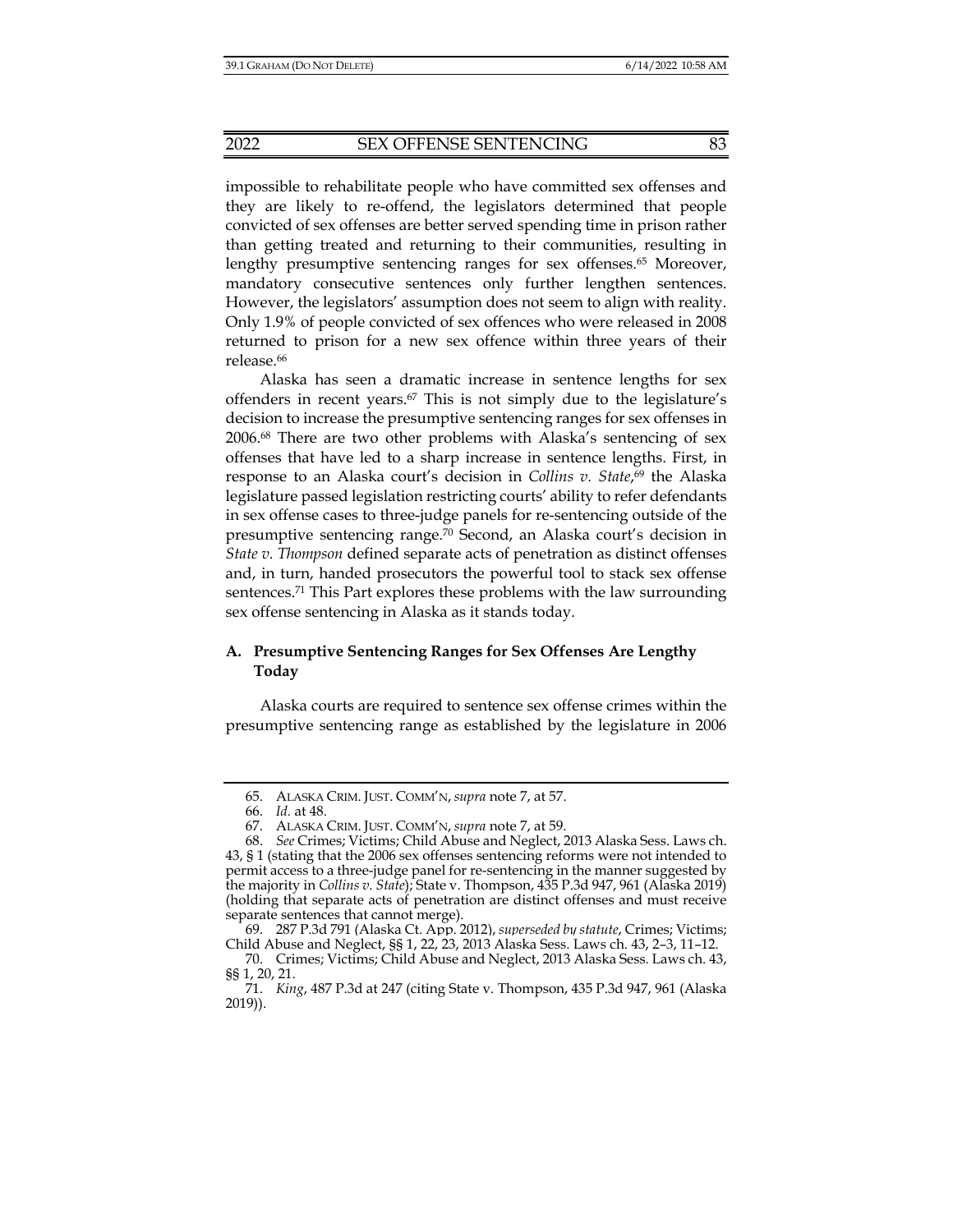impossible to rehabilitate people who have committed sex offenses and they are likely to re-offend, the legislators determined that people convicted of sex offenses are better served spending time in prison rather than getting treated and returning to their communities, resulting in lengthy presumptive sentencing ranges for sex offenses.[65] Moreover, mandatory consecutive sentences only further lengthen sentences. However, the legislators' assumption does not seem to align with reality. Only 1.9% of people convicted of sex offences who were released in 2008 returned to prison for a new sex offence within three years of their release.[66]

Alaska has seen a dramatic increase in sentence lengths for sex offenders in recent years.[67] This is not simply due to the legislature's decision to increase the presumptive sentencing ranges for sex offenses in 2006.[68] There are two other problems with Alaska's sentencing of sex offenses that have led to a sharp increase in sentence lengths. First, in response to an Alaska court's decision in *Collins v. State*,[69] the Alaska legislature passed legislation restricting courts' ability to refer defendants in sex offense cases to three-judge panels for re-sentencing outside of the presumptive sentencing range.[70] Second, an Alaska court's decision in *State v. Thompson* defined separate acts of penetration as distinct offenses and, in turn, handed prosecutors the powerful tool to stack sex offense sentences.[71] This Part explores these problems with the law surrounding sex offense sentencing in Alaska as it stands today.

### A. Presumptive Sentencing Ranges for Sex Offenses Are Lengthy Today

Alaska courts are required to sentence sex offense crimes within the presumptive sentencing range as established by the legislature in 2006

---

65. ALASKA CRIM. JUST. COMM'N, *supra* note 7, at 57.

66. *Id.* at 48.

67. ALASKA CRIM. JUST. COMM'N, *supra* note 7, at 59.

68. *See* Crimes; Victims; Child Abuse and Neglect, 2013 Alaska Sess. Laws ch. 43, § 1 (stating that the 2006 sex offenses sentencing reforms were not intended to permit access to a three-judge panel for re-sentencing in the manner suggested by the majority in *Collins v. State*); State v. Thompson, 435 P.3d 947, 961 (Alaska 2019) (holding that separate acts of penetration are distinct offenses and must receive separate sentences that cannot merge).

69. 287 P.3d 791 (Alaska Ct. App. 2012), *superseded by statute*, Crimes; Victims; Child Abuse and Neglect, §§ 1, 22, 23, 2013 Alaska Sess. Laws ch. 43, 2–3, 11–12.

70. Crimes; Victims; Child Abuse and Neglect, 2013 Alaska Sess. Laws ch. 43, §§ 1, 20, 21.

71. *King*, 487 P.3d at 247 (citing State v. Thompson, 435 P.3d 947, 961 (Alaska 2019)).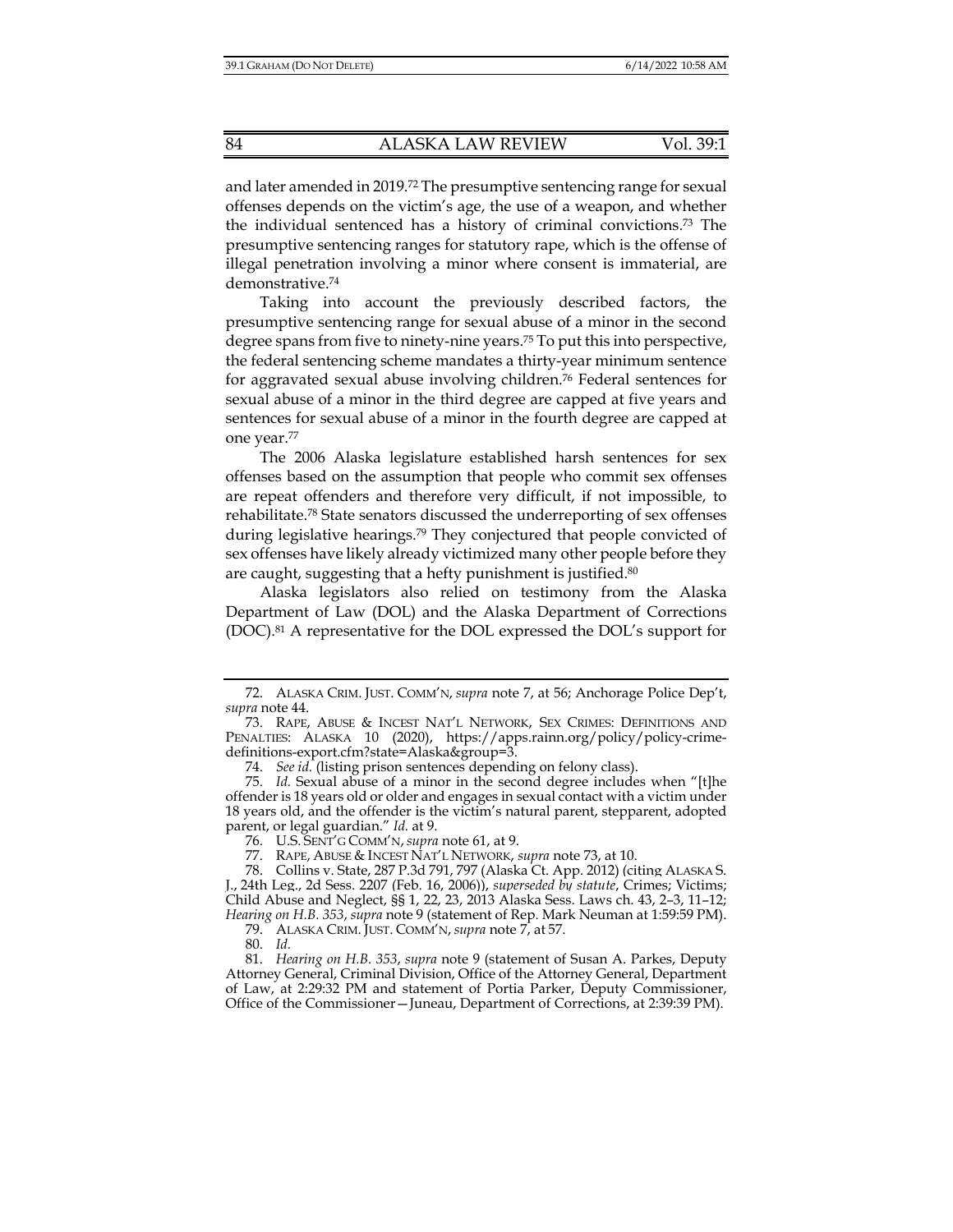and later amended in 2019.[72] The presumptive sentencing range for sexual offenses depends on the victim's age, the use of a weapon, and whether the individual sentenced has a history of criminal convictions.[73] The presumptive sentencing ranges for statutory rape, which is the offense of illegal penetration involving a minor where consent is immaterial, are demonstrative.[74]

Taking into account the previously described factors, the presumptive sentencing range for sexual abuse of a minor in the second degree spans from five to ninety-nine years.[75] To put this into perspective, the federal sentencing scheme mandates a thirty-year minimum sentence for aggravated sexual abuse involving children.[76] Federal sentences for sexual abuse of a minor in the third degree are capped at five years and sentences for sexual abuse of a minor in the fourth degree are capped at one year.[77]

The 2006 Alaska legislature established harsh sentences for sex offenses based on the assumption that people who commit sex offenses are repeat offenders and therefore very difficult, if not impossible, to rehabilitate.[78] State senators discussed the underreporting of sex offenses during legislative hearings.[79] They conjectured that people convicted of sex offenses have likely already victimized many other people before they are caught, suggesting that a hefty punishment is justified.[80]

Alaska legislators also relied on testimony from the Alaska Department of Law (DOL) and the Alaska Department of Corrections (DOC).[81] A representative for the DOL expressed the DOL's support for

---

72. ALASKA CRIM. JUST. COMM'N, *supra* note 7, at 56; Anchorage Police Dep't, *supra* note 44.

73. RAPE, ABUSE & INCEST NAT'L NETWORK, SEX CRIMES: DEFINITIONS AND PENALTIES: ALASKA 10 (2020), https://apps.rainn.org/policy/policy-crime-definitions-export.cfm?state=Alaska&group=3.

74. *See id.* (listing prison sentences depending on felony class).

75. *Id.* Sexual abuse of a minor in the second degree includes when "[t]he offender is 18 years old or older and engages in sexual contact with a victim under 18 years old, and the offender is the victim's natural parent, stepparent, adopted parent, or legal guardian." *Id.* at 9.

76. U.S. SENT'G COMM'N, *supra* note 61, at 9.

77. RAPE, ABUSE & INCEST NAT'L NETWORK, *supra* note 73, at 10.

78. Collins v. State, 287 P.3d 791, 797 (Alaska Ct. App. 2012) (citing ALASKA S. J., 24th Leg., 2d Sess. 2207 (Feb. 16, 2006)), *superseded by statute*, Crimes; Victims; Child Abuse and Neglect, §§ 1, 22, 23, 2013 Alaska Sess. Laws ch. 43, 2–3, 11–12; *Hearing on H.B. 353*, *supra* note 9 (statement of Rep. Mark Neuman at 1:59:59 PM).

79. ALASKA CRIM. JUST. COMM'N, *supra* note 7, at 57.

80. *Id.*

81. *Hearing on H.B. 353*, *supra* note 9 (statement of Susan A. Parkes, Deputy Attorney General, Criminal Division, Office of the Attorney General, Department of Law, at 2:29:32 PM and statement of Portia Parker, Deputy Commissioner, Office of the Commissioner—Juneau, Department of Corrections, at 2:39:39 PM).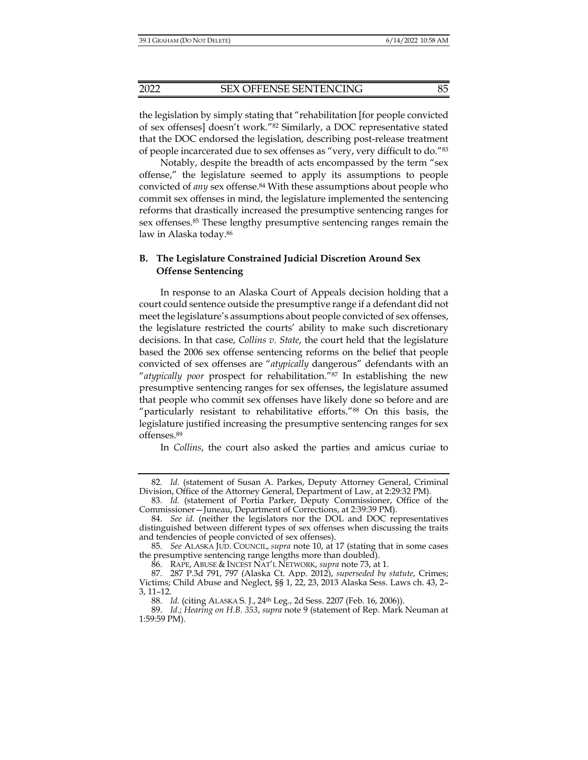the legislation by simply stating that "rehabilitation [for people convicted of sex offenses] doesn't work."[82] Similarly, a DOC representative stated that the DOC endorsed the legislation, describing post-release treatment of people incarcerated due to sex offenses as "very, very difficult to do."[83]

Notably, despite the breadth of acts encompassed by the term "sex offense," the legislature seemed to apply its assumptions to people convicted of *any* sex offense.[84] With these assumptions about people who commit sex offenses in mind, the legislature implemented the sentencing reforms that drastically increased the presumptive sentencing ranges for sex offenses.[85] These lengthy presumptive sentencing ranges remain the law in Alaska today.[86]

### B. The Legislature Constrained Judicial Discretion Around Sex Offense Sentencing

In response to an Alaska Court of Appeals decision holding that a court could sentence outside the presumptive range if a defendant did not meet the legislature's assumptions about people convicted of sex offenses, the legislature restricted the courts' ability to make such discretionary decisions. In that case, *Collins v. State*, the court held that the legislature based the 2006 sex offense sentencing reforms on the belief that people convicted of sex offenses are "*atypically* dangerous" defendants with an "*atypically poor* prospect for rehabilitation."[87] In establishing the new presumptive sentencing ranges for sex offenses, the legislature assumed that people who commit sex offenses have likely done so before and are "particularly resistant to rehabilitative efforts."[88] On this basis, the legislature justified increasing the presumptive sentencing ranges for sex offenses.[89]

In *Collins*, the court also asked the parties and amicus curiae to

---

82. *Id.* (statement of Susan A. Parkes, Deputy Attorney General, Criminal Division, Office of the Attorney General, Department of Law, at 2:29:32 PM).

83. *Id.* (statement of Portia Parker, Deputy Commissioner, Office of the Commissioner—Juneau, Department of Corrections, at 2:39:39 PM).

84. *See id.* (neither the legislators nor the DOL and DOC representatives distinguished between different types of sex offenses when discussing the traits and tendencies of people convicted of sex offenses).

85. *See* ALASKA JUD. COUNCIL, *supra* note 10, at 17 (stating that in some cases the presumptive sentencing range lengths more than doubled).

86. RAPE, ABUSE & INCEST NAT'L NETWORK, *supra* note 73, at 1.

87. 287 P.3d 791, 797 (Alaska Ct. App. 2012), *superseded by statute*, Crimes; Victims; Child Abuse and Neglect, §§ 1, 22, 23, 2013 Alaska Sess. Laws ch. 43, 2–3, 11–12.

88. *Id.* (citing ALASKA S. J., 24th Leg., 2d Sess. 2207 (Feb. 16, 2006)).

89. *Id.*; *Hearing on H.B. 353*, *supra* note 9 (statement of Rep. Mark Neuman at 1:59:59 PM).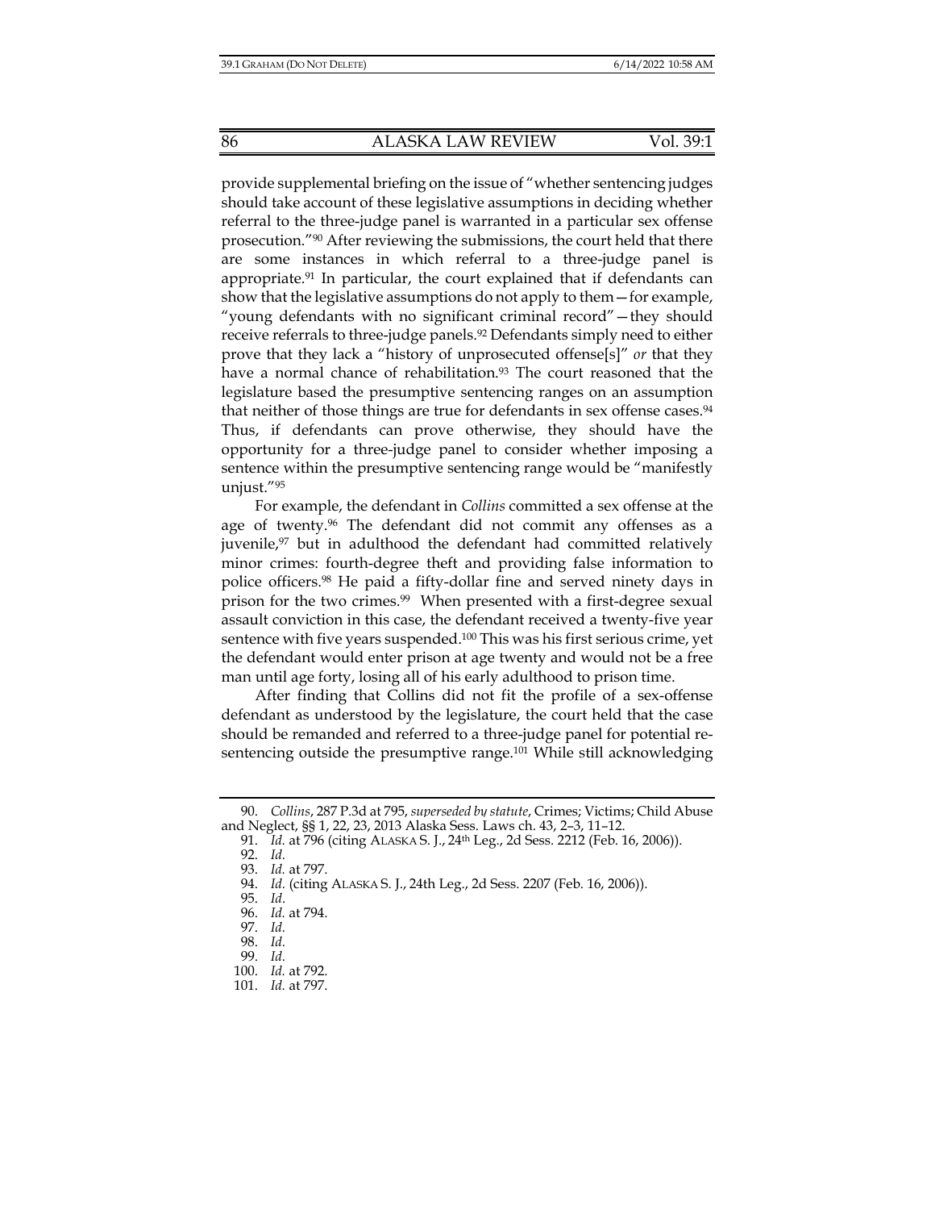provide supplemental briefing on the issue of "whether sentencing judges should take account of these legislative assumptions in deciding whether referral to the three-judge panel is warranted in a particular sex offense prosecution."[90] After reviewing the submissions, the court held that there are some instances in which referral to a three-judge panel is appropriate.[91] In particular, the court explained that if defendants can show that the legislative assumptions do not apply to them—for example, "young defendants with no significant criminal record"—they should receive referrals to three-judge panels.[92] Defendants simply need to either prove that they lack a "history of unprosecuted offense[s]" *or* that they have a normal chance of rehabilitation.[93] The court reasoned that the legislature based the presumptive sentencing ranges on an assumption that neither of those things are true for defendants in sex offense cases.[94] Thus, if defendants can prove otherwise, they should have the opportunity for a three-judge panel to consider whether imposing a sentence within the presumptive sentencing range would be "manifestly unjust."[95]

For example, the defendant in *Collins* committed a sex offense at the age of twenty.[96] The defendant did not commit any offenses as a juvenile,[97] but in adulthood the defendant had committed relatively minor crimes: fourth-degree theft and providing false information to police officers.[98] He paid a fifty-dollar fine and served ninety days in prison for the two crimes.[99] When presented with a first-degree sexual assault conviction in this case, the defendant received a twenty-five year sentence with five years suspended.[100] This was his first serious crime, yet the defendant would enter prison at age twenty and would not be a free man until age forty, losing all of his early adulthood to prison time.

After finding that Collins did not fit the profile of a sex-offense defendant as understood by the legislature, the court held that the case should be remanded and referred to a three-judge panel for potential re-sentencing outside the presumptive range.[101] While still acknowledging

---

90. *Collins*, 287 P.3d at 795, *superseded by statute*, Crimes; Victims; Child Abuse and Neglect, §§ 1, 22, 23, 2013 Alaska Sess. Laws ch. 43, 2–3, 11–12.

91. *Id.* at 796 (citing ALASKA S. J., 24th Leg., 2d Sess. 2212 (Feb. 16, 2006)).

92. *Id.*

93. *Id.* at 797.

94. *Id.* (citing ALASKA S. J., 24th Leg., 2d Sess. 2207 (Feb. 16, 2006)).

95. *Id*.

96. *Id.* at 794.

97. *Id.*

98. *Id.*

99. *Id.*

100. *Id.* at 792.

101. *Id.* at 797.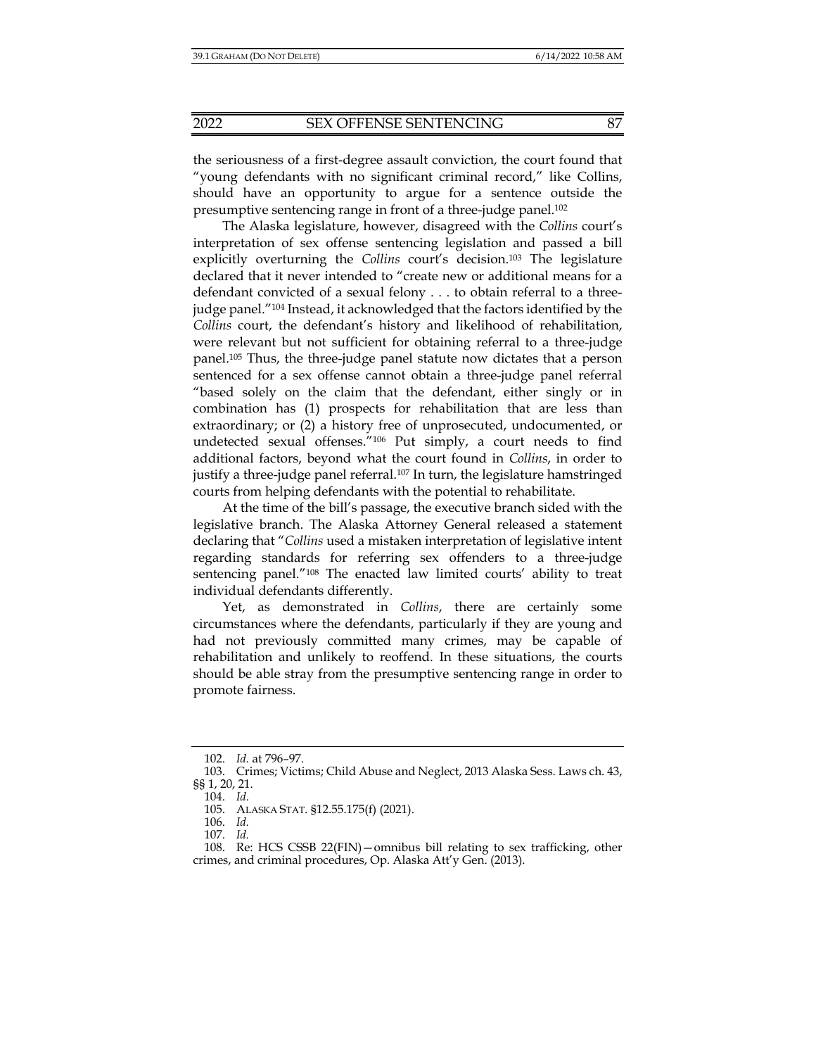the seriousness of a first-degree assault conviction, the court found that "young defendants with no significant criminal record," like Collins, should have an opportunity to argue for a sentence outside the presumptive sentencing range in front of a three-judge panel.[102]

The Alaska legislature, however, disagreed with the *Collins* court's interpretation of sex offense sentencing legislation and passed a bill explicitly overturning the *Collins* court's decision.[103] The legislature declared that it never intended to "create new or additional means for a defendant convicted of a sexual felony . . . to obtain referral to a three-judge panel."[104] Instead, it acknowledged that the factors identified by the *Collins* court, the defendant's history and likelihood of rehabilitation, were relevant but not sufficient for obtaining referral to a three-judge panel.[105] Thus, the three-judge panel statute now dictates that a person sentenced for a sex offense cannot obtain a three-judge panel referral "based solely on the claim that the defendant, either singly or in combination has (1) prospects for rehabilitation that are less than extraordinary; or (2) a history free of unprosecuted, undocumented, or undetected sexual offenses."[106] Put simply, a court needs to find additional factors, beyond what the court found in *Collins*, in order to justify a three-judge panel referral.[107] In turn, the legislature hamstringed courts from helping defendants with the potential to rehabilitate.

At the time of the bill's passage, the executive branch sided with the legislative branch. The Alaska Attorney General released a statement declaring that "*Collins* used a mistaken interpretation of legislative intent regarding standards for referring sex offenders to a three-judge sentencing panel."[108] The enacted law limited courts' ability to treat individual defendants differently.

Yet, as demonstrated in *Collins*, there are certainly some circumstances where the defendants, particularly if they are young and had not previously committed many crimes, may be capable of rehabilitation and unlikely to reoffend. In these situations, the courts should be able stray from the presumptive sentencing range in order to promote fairness.

---

102. *Id.* at 796–97.

103. Crimes; Victims; Child Abuse and Neglect, 2013 Alaska Sess. Laws ch. 43, §§ 1, 20, 21.

104. *Id.*

105. ALASKA STAT. §12.55.175(f) (2021).

106. *Id.*

107. *Id.*

108. Re: HCS CSSB 22(FIN)—omnibus bill relating to sex trafficking, other crimes, and criminal procedures, Op. Alaska Att'y Gen. (2013).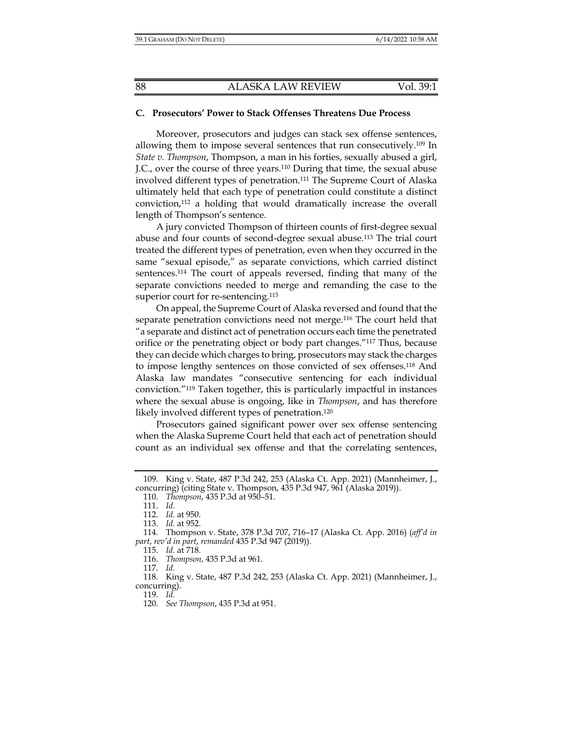### C. Prosecutors' Power to Stack Offenses Threatens Due Process

Moreover, prosecutors and judges can stack sex offense sentences, allowing them to impose several sentences that run consecutively.[109] In *State v. Thompson*, Thompson, a man in his forties, sexually abused a girl, J.C., over the course of three years.[110] During that time, the sexual abuse involved different types of penetration.[111] The Supreme Court of Alaska ultimately held that each type of penetration could constitute a distinct conviction,[112] a holding that would dramatically increase the overall length of Thompson's sentence.

A jury convicted Thompson of thirteen counts of first-degree sexual abuse and four counts of second-degree sexual abuse.[113] The trial court treated the different types of penetration, even when they occurred in the same "sexual episode," as separate convictions, which carried distinct sentences.[114] The court of appeals reversed, finding that many of the separate convictions needed to merge and remanding the case to the superior court for re-sentencing.[115]

On appeal, the Supreme Court of Alaska reversed and found that the separate penetration convictions need not merge.[116] The court held that "a separate and distinct act of penetration occurs each time the penetrated orifice or the penetrating object or body part changes."[117] Thus, because they can decide which charges to bring, prosecutors may stack the charges to impose lengthy sentences on those convicted of sex offenses.[118] And Alaska law mandates "consecutive sentencing for each individual conviction."[119] Taken together, this is particularly impactful in instances where the sexual abuse is ongoing, like in *Thompson*, and has therefore likely involved different types of penetration.[120]

Prosecutors gained significant power over sex offense sentencing when the Alaska Supreme Court held that each act of penetration should count as an individual sex offense and that the correlating sentences,

---

109. King v. State, 487 P.3d 242, 253 (Alaska Ct. App. 2021) (Mannheimer, J., concurring) (citing State v. Thompson, 435 P.3d 947, 961 (Alaska 2019)).

110. *Thompson*, 435 P.3d at 950–51.

111. *Id.*

112. *Id.* at 950.

113. *Id.* at 952.

114. Thompson v. State, 378 P.3d 707, 716–17 (Alaska Ct. App. 2016) (*aff'd in part*, *rev'd in part*, *remanded* 435 P.3d 947 (2019)).

115. *Id.* at 718.

116. *Thompson*, 435 P.3d at 961.

117. *Id.*

118. King v. State, 487 P.3d 242, 253 (Alaska Ct. App. 2021) (Mannheimer, J., concurring).

119. *Id.*

120. *See Thompson*, 435 P.3d at 951.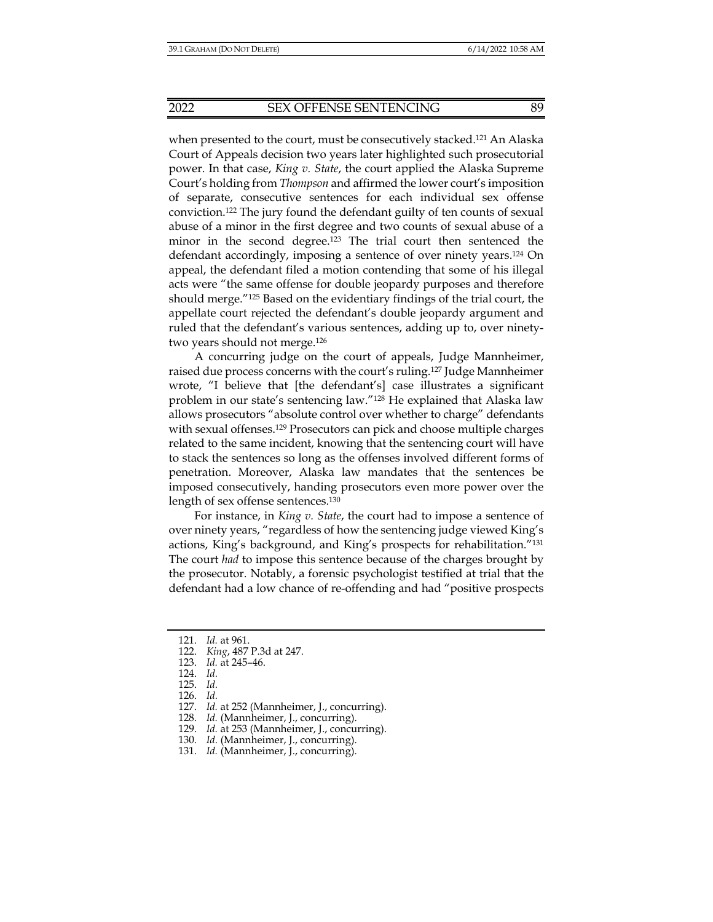when presented to the court, must be consecutively stacked.[121] An Alaska Court of Appeals decision two years later highlighted such prosecutorial power. In that case, *King v. State*, the court applied the Alaska Supreme Court's holding from *Thompson* and affirmed the lower court's imposition of separate, consecutive sentences for each individual sex offense conviction.[122] The jury found the defendant guilty of ten counts of sexual abuse of a minor in the first degree and two counts of sexual abuse of a minor in the second degree.[123] The trial court then sentenced the defendant accordingly, imposing a sentence of over ninety years.[124] On appeal, the defendant filed a motion contending that some of his illegal acts were "the same offense for double jeopardy purposes and therefore should merge."[125] Based on the evidentiary findings of the trial court, the appellate court rejected the defendant's double jeopardy argument and ruled that the defendant's various sentences, adding up to, over ninety-two years should not merge.[126]

A concurring judge on the court of appeals, Judge Mannheimer, raised due process concerns with the court's ruling.[127] Judge Mannheimer wrote, "I believe that [the defendant's] case illustrates a significant problem in our state's sentencing law."[128] He explained that Alaska law allows prosecutors "absolute control over whether to charge" defendants with sexual offenses.[129] Prosecutors can pick and choose multiple charges related to the same incident, knowing that the sentencing court will have to stack the sentences so long as the offenses involved different forms of penetration. Moreover, Alaska law mandates that the sentences be imposed consecutively, handing prosecutors even more power over the length of sex offense sentences.[130]

For instance, in *King v. State*, the court had to impose a sentence of over ninety years, "regardless of how the sentencing judge viewed King's actions, King's background, and King's prospects for rehabilitation."[131] The court *had* to impose this sentence because of the charges brought by the prosecutor. Notably, a forensic psychologist testified at trial that the defendant had a low chance of re-offending and had "positive prospects

---

121. *Id.* at 961.
122. *King*, 487 P.3d at 247.
123. *Id.* at 245–46.
124. *Id.*
125. *Id.*
126. *Id.*
127. *Id.* at 252 (Mannheimer, J., concurring).
128. *Id.* (Mannheimer, J., concurring).
129. *Id.* at 253 (Mannheimer, J., concurring).
130. *Id.* (Mannheimer, J., concurring).
131. *Id.* (Mannheimer, J., concurring).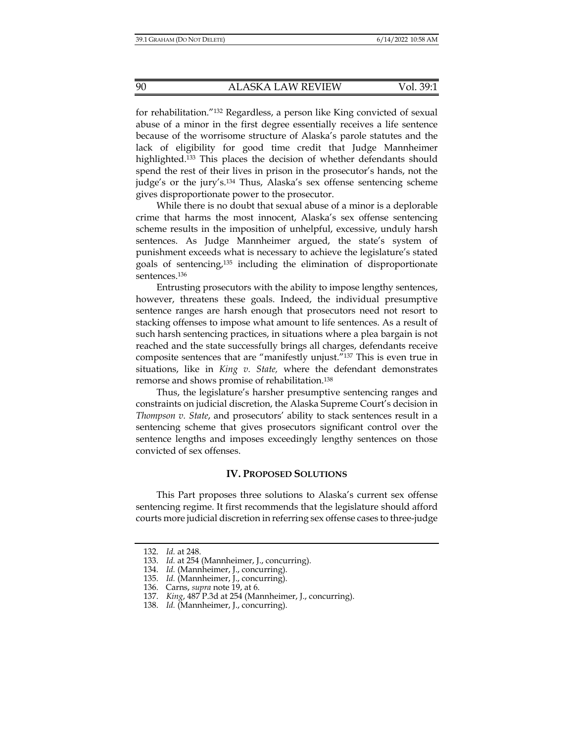for rehabilitation."[132] Regardless, a person like King convicted of sexual abuse of a minor in the first degree essentially receives a life sentence because of the worrisome structure of Alaska's parole statutes and the lack of eligibility for good time credit that Judge Mannheimer highlighted.[133] This places the decision of whether defendants should spend the rest of their lives in prison in the prosecutor's hands, not the judge's or the jury's.[134] Thus, Alaska's sex offense sentencing scheme gives disproportionate power to the prosecutor.

While there is no doubt that sexual abuse of a minor is a deplorable crime that harms the most innocent, Alaska's sex offense sentencing scheme results in the imposition of unhelpful, excessive, unduly harsh sentences. As Judge Mannheimer argued, the state's system of punishment exceeds what is necessary to achieve the legislature's stated goals of sentencing,[135] including the elimination of disproportionate sentences.[136]

Entrusting prosecutors with the ability to impose lengthy sentences, however, threatens these goals. Indeed, the individual presumptive sentence ranges are harsh enough that prosecutors need not resort to stacking offenses to impose what amount to life sentences. As a result of such harsh sentencing practices, in situations where a plea bargain is not reached and the state successfully brings all charges, defendants receive composite sentences that are "manifestly unjust."[137] This is even true in situations, like in *King v. State,* where the defendant demonstrates remorse and shows promise of rehabilitation.[138]

Thus, the legislature's harsher presumptive sentencing ranges and constraints on judicial discretion, the Alaska Supreme Court's decision in *Thompson v. State*, and prosecutors' ability to stack sentences result in a sentencing scheme that gives prosecutors significant control over the sentence lengths and imposes exceedingly lengthy sentences on those convicted of sex offenses.

## IV. PROPOSED SOLUTIONS

This Part proposes three solutions to Alaska's current sex offense sentencing regime. It first recommends that the legislature should afford courts more judicial discretion in referring sex offense cases to three-judge

---

132. *Id.* at 248.
133. *Id.* at 254 (Mannheimer, J., concurring).
134. *Id.* (Mannheimer, J., concurring).
135. *Id.* (Mannheimer, J., concurring).
136. Carns, *supra* note 19, at 6.
137. *King*, 487 P.3d at 254 (Mannheimer, J., concurring).
138. *Id.* (Mannheimer, J., concurring).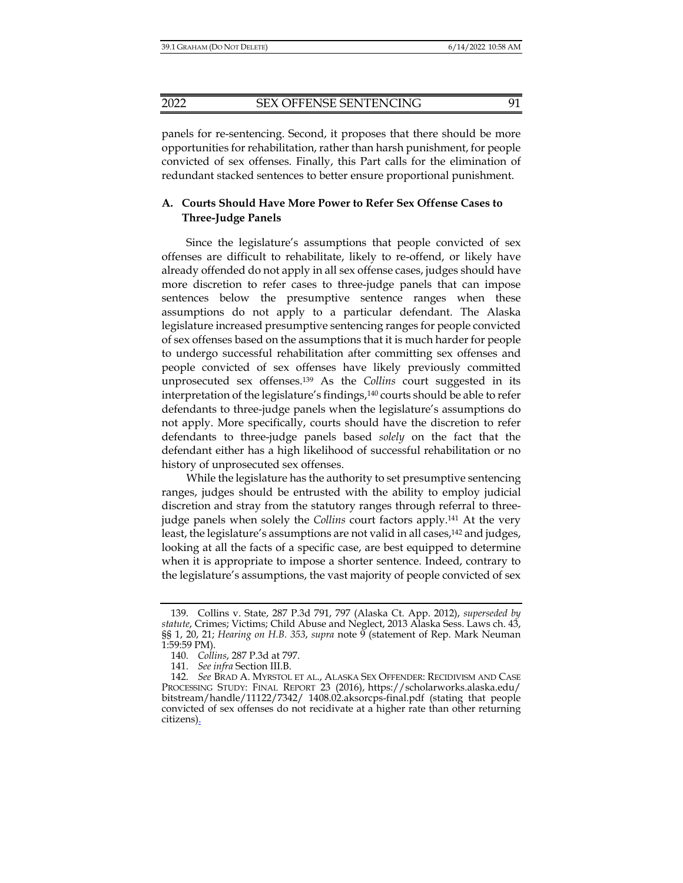panels for re-sentencing. Second, it proposes that there should be more opportunities for rehabilitation, rather than harsh punishment, for people convicted of sex offenses. Finally, this Part calls for the elimination of redundant stacked sentences to better ensure proportional punishment.

### A. Courts Should Have More Power to Refer Sex Offense Cases to Three-Judge Panels

Since the legislature's assumptions that people convicted of sex offenses are difficult to rehabilitate, likely to re-offend, or likely have already offended do not apply in all sex offense cases, judges should have more discretion to refer cases to three-judge panels that can impose sentences below the presumptive sentence ranges when these assumptions do not apply to a particular defendant. The Alaska legislature increased presumptive sentencing ranges for people convicted of sex offenses based on the assumptions that it is much harder for people to undergo successful rehabilitation after committing sex offenses and people convicted of sex offenses have likely previously committed unprosecuted sex offenses.[139] As the *Collins* court suggested in its interpretation of the legislature's findings,[140] courts should be able to refer defendants to three-judge panels when the legislature's assumptions do not apply. More specifically, courts should have the discretion to refer defendants to three-judge panels based *solely* on the fact that the defendant either has a high likelihood of successful rehabilitation or no history of unprosecuted sex offenses.

While the legislature has the authority to set presumptive sentencing ranges, judges should be entrusted with the ability to employ judicial discretion and stray from the statutory ranges through referral to three-judge panels when solely the *Collins* court factors apply.[141] At the very least, the legislature's assumptions are not valid in all cases,[142] and judges, looking at all the facts of a specific case, are best equipped to determine when it is appropriate to impose a shorter sentence. Indeed, contrary to the legislature's assumptions, the vast majority of people convicted of sex

---

139. Collins v. State, 287 P.3d 791, 797 (Alaska Ct. App. 2012), *superseded by statute*, Crimes; Victims; Child Abuse and Neglect, 2013 Alaska Sess. Laws ch. 43, §§ 1, 20, 21; *Hearing on H.B. 353*, *supra* note 9 (statement of Rep. Mark Neuman 1:59:59 PM).

140. *Collins*, 287 P.3d at 797.

141. *See infra* Section III.B.

142. *See* BRAD A. MYRSTOL ET AL., ALASKA SEX OFFENDER: RECIDIVISM AND CASE PROCESSING STUDY: FINAL REPORT 23 (2016), https://scholarworks.alaska.edu/bitstream/handle/11122/7342/ 1408.02.aksorcps-final.pdf (stating that people convicted of sex offenses do not recidivate at a higher rate than other returning citizens).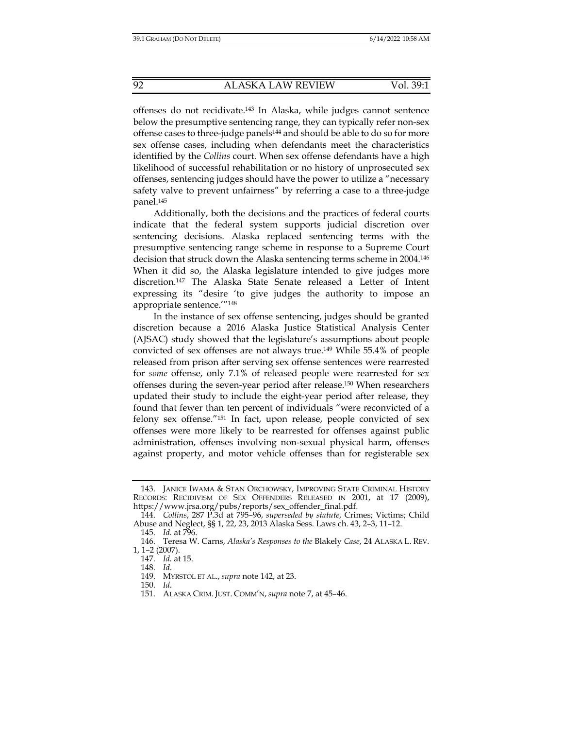offenses do not recidivate.[143] In Alaska, while judges cannot sentence below the presumptive sentencing range, they can typically refer non-sex offense cases to three-judge panels[144] and should be able to do so for more sex offense cases, including when defendants meet the characteristics identified by the *Collins* court. When sex offense defendants have a high likelihood of successful rehabilitation or no history of unprosecuted sex offenses, sentencing judges should have the power to utilize a "necessary safety valve to prevent unfairness" by referring a case to a three-judge panel.[145]

Additionally, both the decisions and the practices of federal courts indicate that the federal system supports judicial discretion over sentencing decisions. Alaska replaced sentencing terms with the presumptive sentencing range scheme in response to a Supreme Court decision that struck down the Alaska sentencing terms scheme in 2004.[146] When it did so, the Alaska legislature intended to give judges more discretion.[147] The Alaska State Senate released a Letter of Intent expressing its "desire 'to give judges the authority to impose an appropriate sentence.'"[148]

In the instance of sex offense sentencing, judges should be granted discretion because a 2016 Alaska Justice Statistical Analysis Center (AJSAC) study showed that the legislature's assumptions about people convicted of sex offenses are not always true.[149] While 55.4% of people released from prison after serving sex offense sentences were rearrested for *some* offense, only 7.1% of released people were rearrested for *sex* offenses during the seven-year period after release.[150] When researchers updated their study to include the eight-year period after release, they found that fewer than ten percent of individuals "were reconvicted of a felony sex offense."[151] In fact, upon release, people convicted of sex offenses were more likely to be rearrested for offenses against public administration, offenses involving non-sexual physical harm, offenses against property, and motor vehicle offenses than for registerable sex

---

143. JANICE IWAMA & STAN ORCHOWSKY, IMPROVING STATE CRIMINAL HISTORY RECORDS: RECIDIVISM OF SEX OFFENDERS RELEASED IN 2001, at 17 (2009), https://www.jrsa.org/pubs/reports/sex_offender_final.pdf.

144. *Collins*, 287 P.3d at 795–96, *superseded by statute*, Crimes; Victims; Child Abuse and Neglect, §§ 1, 22, 23, 2013 Alaska Sess. Laws ch. 43, 2–3, 11–12.

145. *Id.* at 796.

146. Teresa W. Carns, *Alaska's Responses to the* Blakely *Case*, 24 ALASKA L. REV. 1, 1–2 (2007).

147. *Id.* at 15.

148. *Id.*

149. MYRSTOL ET AL., *supra* note 142, at 23.

150. *Id.*

151. ALASKA CRIM. JUST. COMM'N, *supra* note 7, at 45–46.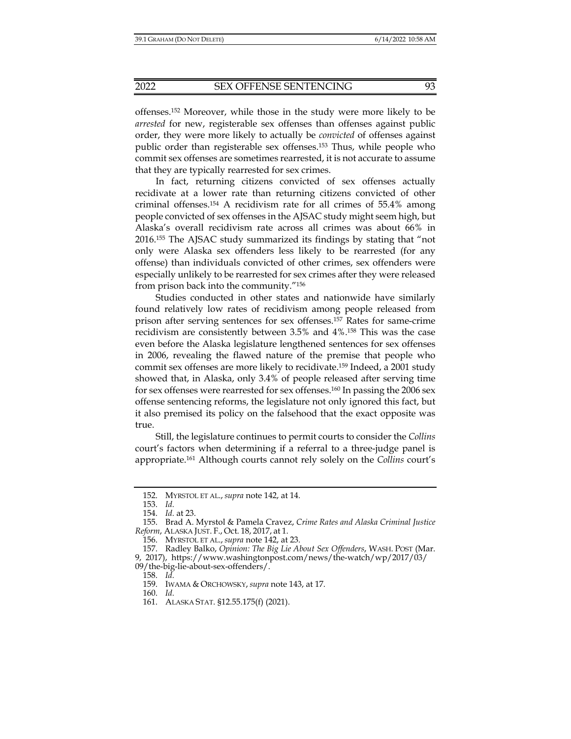offenses.[152] Moreover, while those in the study were more likely to be *arrested* for new, registerable sex offenses than offenses against public order, they were more likely to actually be *convicted* of offenses against public order than registerable sex offenses.[153] Thus, while people who commit sex offenses are sometimes rearrested, it is not accurate to assume that they are typically rearrested for sex crimes.

In fact, returning citizens convicted of sex offenses actually recidivate at a lower rate than returning citizens convicted of other criminal offenses.[154] A recidivism rate for all crimes of 55.4% among people convicted of sex offenses in the AJSAC study might seem high, but Alaska's overall recidivism rate across all crimes was about 66% in 2016.[155] The AJSAC study summarized its findings by stating that "not only were Alaska sex offenders less likely to be rearrested (for any offense) than individuals convicted of other crimes, sex offenders were especially unlikely to be rearrested for sex crimes after they were released from prison back into the community."[156]

Studies conducted in other states and nationwide have similarly found relatively low rates of recidivism among people released from prison after serving sentences for sex offenses.[157] Rates for same-crime recidivism are consistently between 3.5% and 4%.[158] This was the case even before the Alaska legislature lengthened sentences for sex offenses in 2006, revealing the flawed nature of the premise that people who commit sex offenses are more likely to recidivate.[159] Indeed, a 2001 study showed that, in Alaska, only 3.4% of people released after serving time for sex offenses were rearrested for sex offenses.[160] In passing the 2006 sex offense sentencing reforms, the legislature not only ignored this fact, but it also premised its policy on the falsehood that the exact opposite was true.

Still, the legislature continues to permit courts to consider the *Collins* court's factors when determining if a referral to a three-judge panel is appropriate.[161] Although courts cannot rely solely on the *Collins* court's

---

152. MYRSTOL ET AL., *supra* note 142, at 14.

153. *Id.*

154. *Id.* at 23.

155. Brad A. Myrstol & Pamela Cravez, *Crime Rates and Alaska Criminal Justice Reform*, ALASKA JUST. F., Oct. 18, 2017, at 1.

156. MYRSTOL ET AL., *supra* note 142, at 23.

157. Radley Balko, *Opinion: The Big Lie About Sex Offenders*, WASH. POST (Mar. 9, 2017), https://www.washingtonpost.com/news/the-watch/wp/2017/03/09/the-big-lie-about-sex-offenders/.

158. *Id.*

159. IWAMA & ORCHOWSKY, *supra* note 143, at 17.

160. *Id.*

161. ALASKA STAT. §12.55.175(f) (2021).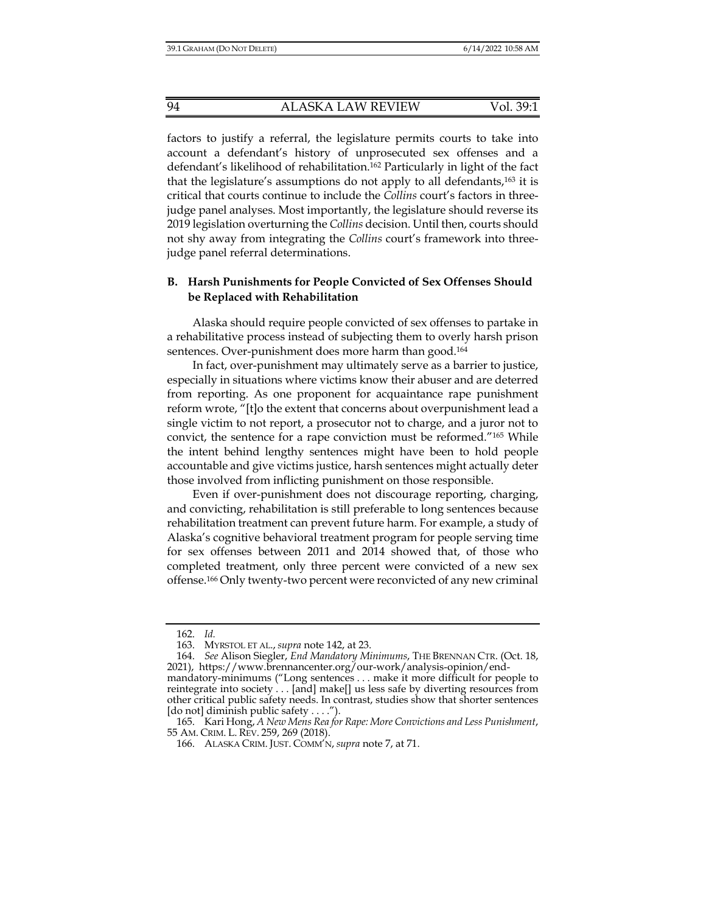factors to justify a referral, the legislature permits courts to take into account a defendant's history of unprosecuted sex offenses and a defendant's likelihood of rehabilitation.[162] Particularly in light of the fact that the legislature's assumptions do not apply to all defendants,[163] it is critical that courts continue to include the *Collins* court's factors in three-judge panel analyses. Most importantly, the legislature should reverse its 2019 legislation overturning the *Collins* decision. Until then, courts should not shy away from integrating the *Collins* court's framework into three-judge panel referral determinations.

### B. Harsh Punishments for People Convicted of Sex Offenses Should be Replaced with Rehabilitation

Alaska should require people convicted of sex offenses to partake in a rehabilitative process instead of subjecting them to overly harsh prison sentences. Over-punishment does more harm than good.[164]

In fact, over-punishment may ultimately serve as a barrier to justice, especially in situations where victims know their abuser and are deterred from reporting. As one proponent for acquaintance rape punishment reform wrote, "[t]o the extent that concerns about overpunishment lead a single victim to not report, a prosecutor not to charge, and a juror not to convict, the sentence for a rape conviction must be reformed."[165] While the intent behind lengthy sentences might have been to hold people accountable and give victims justice, harsh sentences might actually deter those involved from inflicting punishment on those responsible.

Even if over-punishment does not discourage reporting, charging, and convicting, rehabilitation is still preferable to long sentences because rehabilitation treatment can prevent future harm. For example, a study of Alaska's cognitive behavioral treatment program for people serving time for sex offenses between 2011 and 2014 showed that, of those who completed treatment, only three percent were convicted of a new sex offense.[166] Only twenty-two percent were reconvicted of any new criminal

---

162. *Id.*

163. MYRSTOL ET AL., *supra* note 142, at 23.

164. *See* Alison Siegler, *End Mandatory Minimums*, THE BRENNAN CTR. (Oct. 18, 2021), https://www.brennancenter.org/our-work/analysis-opinion/end-mandatory-minimums ("Long sentences . . . make it more difficult for people to reintegrate into society . . . [and] make[] us less safe by diverting resources from other critical public safety needs. In contrast, studies show that shorter sentences [do not] diminish public safety . . . .").

165. Kari Hong, *A New Mens Rea for Rape: More Convictions and Less Punishment*, 55 AM. CRIM. L. REV. 259, 269 (2018).

166. ALASKA CRIM. JUST. COMM'N, *supra* note 7, at 71.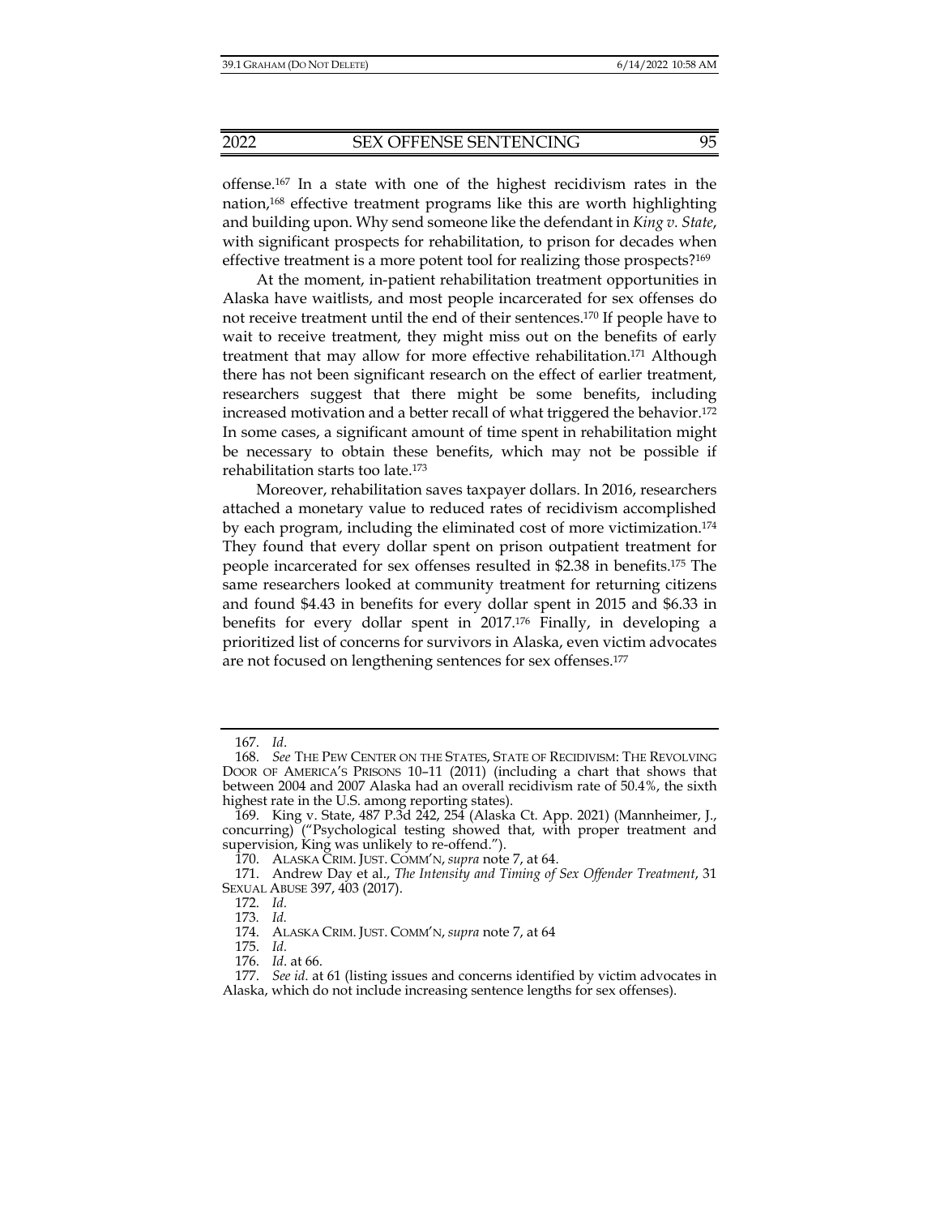offense.[167] In a state with one of the highest recidivism rates in the nation,[168] effective treatment programs like this are worth highlighting and building upon. Why send someone like the defendant in *King v. State*, with significant prospects for rehabilitation, to prison for decades when effective treatment is a more potent tool for realizing those prospects?[169]

At the moment, in-patient rehabilitation treatment opportunities in Alaska have waitlists, and most people incarcerated for sex offenses do not receive treatment until the end of their sentences.[170] If people have to wait to receive treatment, they might miss out on the benefits of early treatment that may allow for more effective rehabilitation.[171] Although there has not been significant research on the effect of earlier treatment, researchers suggest that there might be some benefits, including increased motivation and a better recall of what triggered the behavior.[172] In some cases, a significant amount of time spent in rehabilitation might be necessary to obtain these benefits, which may not be possible if rehabilitation starts too late.[173]

Moreover, rehabilitation saves taxpayer dollars. In 2016, researchers attached a monetary value to reduced rates of recidivism accomplished by each program, including the eliminated cost of more victimization.[174] They found that every dollar spent on prison outpatient treatment for people incarcerated for sex offenses resulted in $2.38 in benefits.[175] The same researchers looked at community treatment for returning citizens and found $4.43 in benefits for every dollar spent in 2015 and $6.33 in benefits for every dollar spent in 2017.[176] Finally, in developing a prioritized list of concerns for survivors in Alaska, even victim advocates are not focused on lengthening sentences for sex offenses.[177]

---

167. *Id*.

168. *See* THE PEW CENTER ON THE STATES, STATE OF RECIDIVISM: THE REVOLVING DOOR OF AMERICA'S PRISONS 10–11 (2011) (including a chart that shows that between 2004 and 2007 Alaska had an overall recidivism rate of 50.4%, the sixth highest rate in the U.S. among reporting states).

169. King v. State, 487 P.3d 242, 254 (Alaska Ct. App. 2021) (Mannheimer, J., concurring) ("Psychological testing showed that, with proper treatment and supervision, King was unlikely to re-offend.").

170. ALASKA CRIM. JUST. COMM'N, *supra* note 7, at 64.

171. Andrew Day et al., *The Intensity and Timing of Sex Offender Treatment*, 31 SEXUAL ABUSE 397, 403 (2017).

172. *Id.*

173. *Id.*

174. ALASKA CRIM. JUST. COMM'N, *supra* note 7, at 64

175. *Id.*

176. *Id*. at 66.

177. *See id.* at 61 (listing issues and concerns identified by victim advocates in Alaska, which do not include increasing sentence lengths for sex offenses).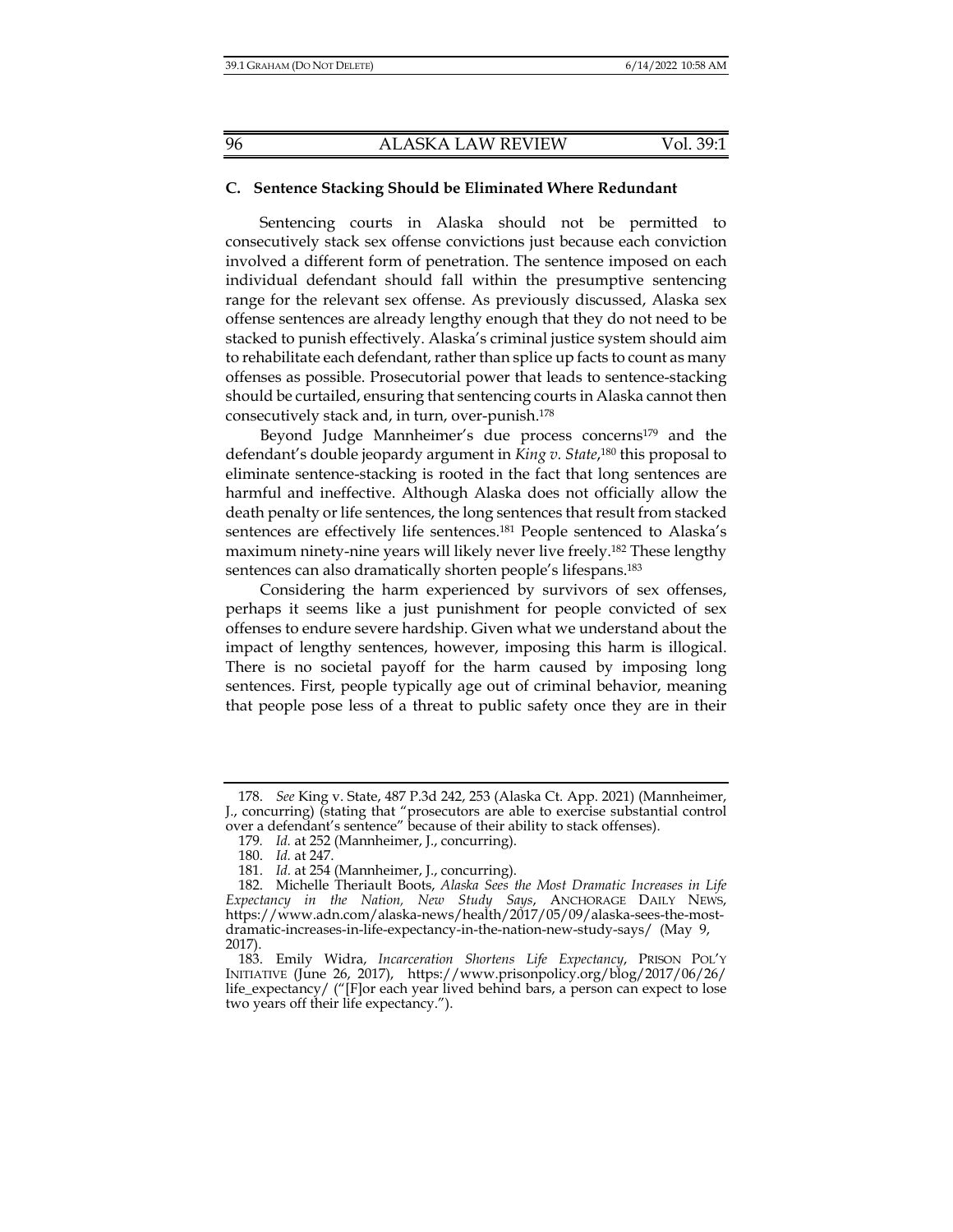### C. Sentence Stacking Should be Eliminated Where Redundant

Sentencing courts in Alaska should not be permitted to consecutively stack sex offense convictions just because each conviction involved a different form of penetration. The sentence imposed on each individual defendant should fall within the presumptive sentencing range for the relevant sex offense. As previously discussed, Alaska sex offense sentences are already lengthy enough that they do not need to be stacked to punish effectively. Alaska's criminal justice system should aim to rehabilitate each defendant, rather than splice up facts to count as many offenses as possible. Prosecutorial power that leads to sentence-stacking should be curtailed, ensuring that sentencing courts in Alaska cannot then consecutively stack and, in turn, over-punish.[178]

Beyond Judge Mannheimer's due process concerns[179] and the defendant's double jeopardy argument in *King v. State*,[180] this proposal to eliminate sentence-stacking is rooted in the fact that long sentences are harmful and ineffective. Although Alaska does not officially allow the death penalty or life sentences, the long sentences that result from stacked sentences are effectively life sentences.[181] People sentenced to Alaska's maximum ninety-nine years will likely never live freely.[182] These lengthy sentences can also dramatically shorten people's lifespans.[183]

Considering the harm experienced by survivors of sex offenses, perhaps it seems like a just punishment for people convicted of sex offenses to endure severe hardship. Given what we understand about the impact of lengthy sentences, however, imposing this harm is illogical. There is no societal payoff for the harm caused by imposing long sentences. First, people typically age out of criminal behavior, meaning that people pose less of a threat to public safety once they are in their

---

178. *See* King v. State, 487 P.3d 242, 253 (Alaska Ct. App. 2021) (Mannheimer, J., concurring) (stating that "prosecutors are able to exercise substantial control over a defendant's sentence" because of their ability to stack offenses).

179. *Id.* at 252 (Mannheimer, J., concurring).

180. *Id.* at 247.

181. *Id.* at 254 (Mannheimer, J., concurring).

182. Michelle Theriault Boots, *Alaska Sees the Most Dramatic Increases in Life Expectancy in the Nation, New Study Says*, ANCHORAGE DAILY NEWS, https://www.adn.com/alaska-news/health/2017/05/09/alaska-sees-the-most-dramatic-increases-in-life-expectancy-in-the-nation-new-study-says/ (May 9, 2017).

183. Emily Widra, *Incarceration Shortens Life Expectancy*, PRISON POL'Y INITIATIVE (June 26, 2017), https://www.prisonpolicy.org/blog/2017/06/26/life_expectancy/ ("[F]or each year lived behind bars, a person can expect to lose two years off their life expectancy.").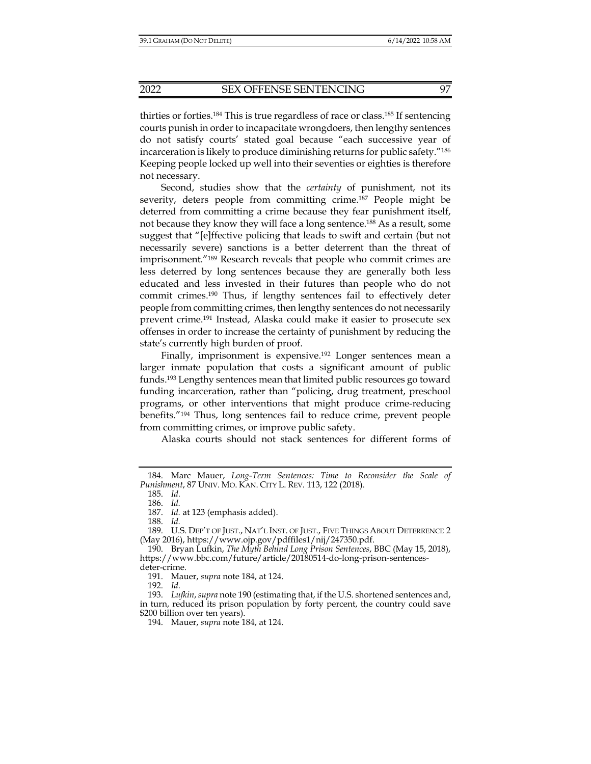thirties or forties.[184] This is true regardless of race or class.[185] If sentencing courts punish in order to incapacitate wrongdoers, then lengthy sentences do not satisfy courts' stated goal because "each successive year of incarceration is likely to produce diminishing returns for public safety."[186] Keeping people locked up well into their seventies or eighties is therefore not necessary.

Second, studies show that the *certainty* of punishment, not its severity, deters people from committing crime.[187] People might be deterred from committing a crime because they fear punishment itself, not because they know they will face a long sentence.[188] As a result, some suggest that "[e]ffective policing that leads to swift and certain (but not necessarily severe) sanctions is a better deterrent than the threat of imprisonment."[189] Research reveals that people who commit crimes are less deterred by long sentences because they are generally both less educated and less invested in their futures than people who do not commit crimes.[190] Thus, if lengthy sentences fail to effectively deter people from committing crimes, then lengthy sentences do not necessarily prevent crime.[191] Instead, Alaska could make it easier to prosecute sex offenses in order to increase the certainty of punishment by reducing the state's currently high burden of proof.

Finally, imprisonment is expensive.[192] Longer sentences mean a larger inmate population that costs a significant amount of public funds.[193] Lengthy sentences mean that limited public resources go toward funding incarceration, rather than "policing, drug treatment, preschool programs, or other interventions that might produce crime-reducing benefits."[194] Thus, long sentences fail to reduce crime, prevent people from committing crimes, or improve public safety.

Alaska courts should not stack sentences for different forms of

---

184. Marc Mauer, *Long-Term Sentences: Time to Reconsider the Scale of Punishment*, 87 UNIV. MO. KAN. CITY L. REV. 113, 122 (2018).

185. *Id.*

186. *Id.*

187. *Id.* at 123 (emphasis added).

188. *Id.*

189. U.S. DEP'T OF JUST., NAT'L INST. OF JUST., FIVE THINGS ABOUT DETERRENCE 2 (May 2016), https://www.ojp.gov/pdffiles1/nij/247350.pdf.

190. Bryan Lufkin, *The Myth Behind Long Prison Sentences*, BBC (May 15, 2018), https://www.bbc.com/future/article/20180514-do-long-prison-sentences-deter-crime.

191. Mauer, *supra* note 184, at 124.

192. *Id.*

193. *Lufkin*, *supra* note 190 (estimating that, if the U.S. shortened sentences and, in turn, reduced its prison population by forty percent, the country could save $200 billion over ten years).

194. Mauer, *supra* note 184, at 124.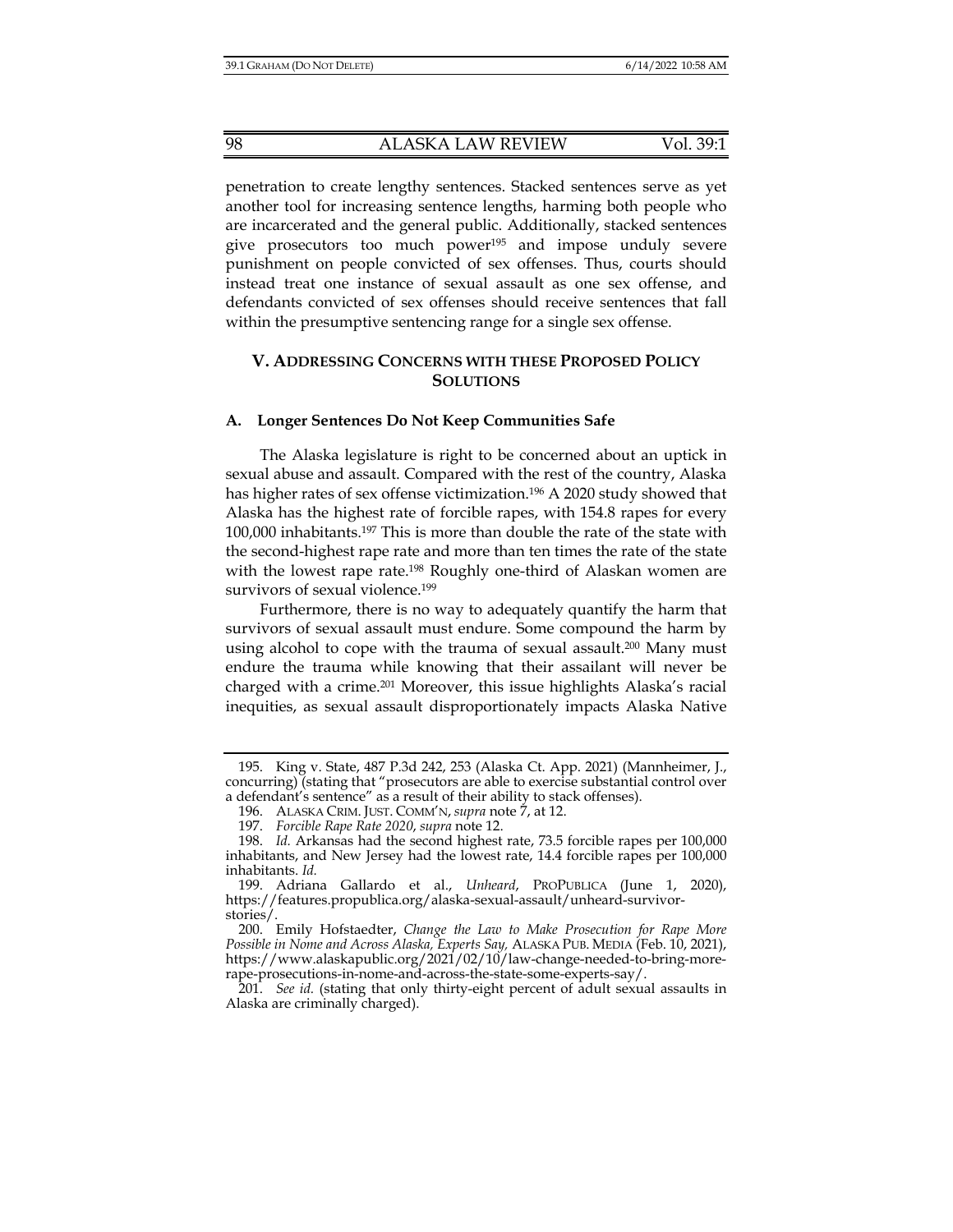penetration to create lengthy sentences. Stacked sentences serve as yet another tool for increasing sentence lengths, harming both people who are incarcerated and the general public. Additionally, stacked sentences give prosecutors too much power[195] and impose unduly severe punishment on people convicted of sex offenses. Thus, courts should instead treat one instance of sexual assault as one sex offense, and defendants convicted of sex offenses should receive sentences that fall within the presumptive sentencing range for a single sex offense.

## V. ADDRESSING CONCERNS WITH THESE PROPOSED POLICY SOLUTIONS

### A. Longer Sentences Do Not Keep Communities Safe

The Alaska legislature is right to be concerned about an uptick in sexual abuse and assault. Compared with the rest of the country, Alaska has higher rates of sex offense victimization.[196] A 2020 study showed that Alaska has the highest rate of forcible rapes, with 154.8 rapes for every 100,000 inhabitants.[197] This is more than double the rate of the state with the second-highest rape rate and more than ten times the rate of the state with the lowest rape rate.[198] Roughly one-third of Alaskan women are survivors of sexual violence.[199]

Furthermore, there is no way to adequately quantify the harm that survivors of sexual assault must endure. Some compound the harm by using alcohol to cope with the trauma of sexual assault.[200] Many must endure the trauma while knowing that their assailant will never be charged with a crime.[201] Moreover, this issue highlights Alaska's racial inequities, as sexual assault disproportionately impacts Alaska Native

---

195. King v. State, 487 P.3d 242, 253 (Alaska Ct. App. 2021) (Mannheimer, J., concurring) (stating that "prosecutors are able to exercise substantial control over a defendant's sentence" as a result of their ability to stack offenses).

196. ALASKA CRIM. JUST. COMM'N, *supra* note 7, at 12.

197. *Forcible Rape Rate 2020*, *supra* note 12.

198. *Id.* Arkansas had the second highest rate, 73.5 forcible rapes per 100,000 inhabitants, and New Jersey had the lowest rate, 14.4 forcible rapes per 100,000 inhabitants. *Id.*

199. Adriana Gallardo et al., *Unheard*, PROPUBLICA (June 1, 2020), https://features.propublica.org/alaska-sexual-assault/unheard-survivor-stories/.

200. Emily Hofstaedter, *Change the Law to Make Prosecution for Rape More Possible in Nome and Across Alaska, Experts Say,* ALASKA PUB. MEDIA (Feb. 10, 2021), https://www.alaskapublic.org/2021/02/10/law-change-needed-to-bring-more-rape-prosecutions-in-nome-and-across-the-state-some-experts-say/.

201. *See id.* (stating that only thirty-eight percent of adult sexual assaults in Alaska are criminally charged).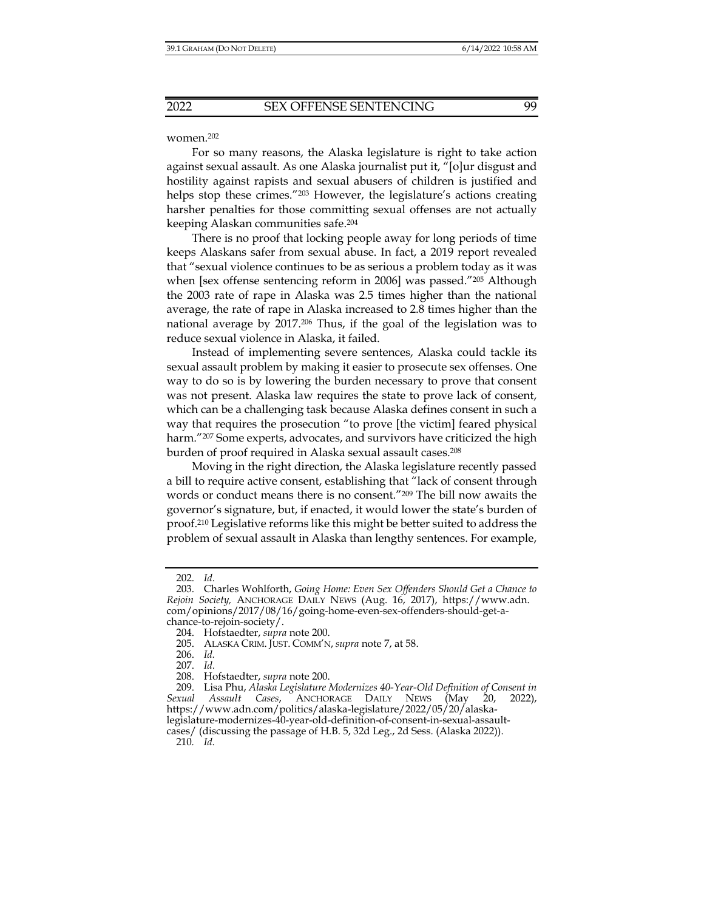women.[202]

For so many reasons, the Alaska legislature is right to take action against sexual assault. As one Alaska journalist put it, "[o]ur disgust and hostility against rapists and sexual abusers of children is justified and helps stop these crimes."[203] However, the legislature's actions creating harsher penalties for those committing sexual offenses are not actually keeping Alaskan communities safe.[204]

There is no proof that locking people away for long periods of time keeps Alaskans safer from sexual abuse. In fact, a 2019 report revealed that "sexual violence continues to be as serious a problem today as it was when [sex offense sentencing reform in 2006] was passed."[205] Although the 2003 rate of rape in Alaska was 2.5 times higher than the national average, the rate of rape in Alaska increased to 2.8 times higher than the national average by 2017.[206] Thus, if the goal of the legislation was to reduce sexual violence in Alaska, it failed.

Instead of implementing severe sentences, Alaska could tackle its sexual assault problem by making it easier to prosecute sex offenses. One way to do so is by lowering the burden necessary to prove that consent was not present. Alaska law requires the state to prove lack of consent, which can be a challenging task because Alaska defines consent in such a way that requires the prosecution "to prove [the victim] feared physical harm."[207] Some experts, advocates, and survivors have criticized the high burden of proof required in Alaska sexual assault cases.[208]

Moving in the right direction, the Alaska legislature recently passed a bill to require active consent, establishing that "lack of consent through words or conduct means there is no consent."[209] The bill now awaits the governor's signature, but, if enacted, it would lower the state's burden of proof.[210] Legislative reforms like this might be better suited to address the problem of sexual assault in Alaska than lengthy sentences. For example,

---

202. *Id.*

203. Charles Wohlforth, *Going Home: Even Sex Offenders Should Get a Chance to Rejoin Society,* ANCHORAGE DAILY NEWS (Aug. 16, 2017), https://www.adn.com/opinions/2017/08/16/going-home-even-sex-offenders-should-get-a-chance-to-rejoin-society/.

204. Hofstaedter, *supra* note 200.

205. ALASKA CRIM. JUST. COMM'N, *supra* note 7, at 58.

206. *Id.*

207. *Id.*

208. Hofstaedter, *supra* note 200.

209. Lisa Phu, *Alaska Legislature Modernizes 40-Year-Old Definition of Consent in Sexual Assault Cases*, ANCHORAGE DAILY NEWS (May 20, 2022), https://www.adn.com/politics/alaska-legislature/2022/05/20/alaska-legislature-modernizes-40-year-old-definition-of-consent-in-sexual-assault-cases/ (discussing the passage of H.B. 5, 32d Leg., 2d Sess. (Alaska 2022)).

210. *Id.*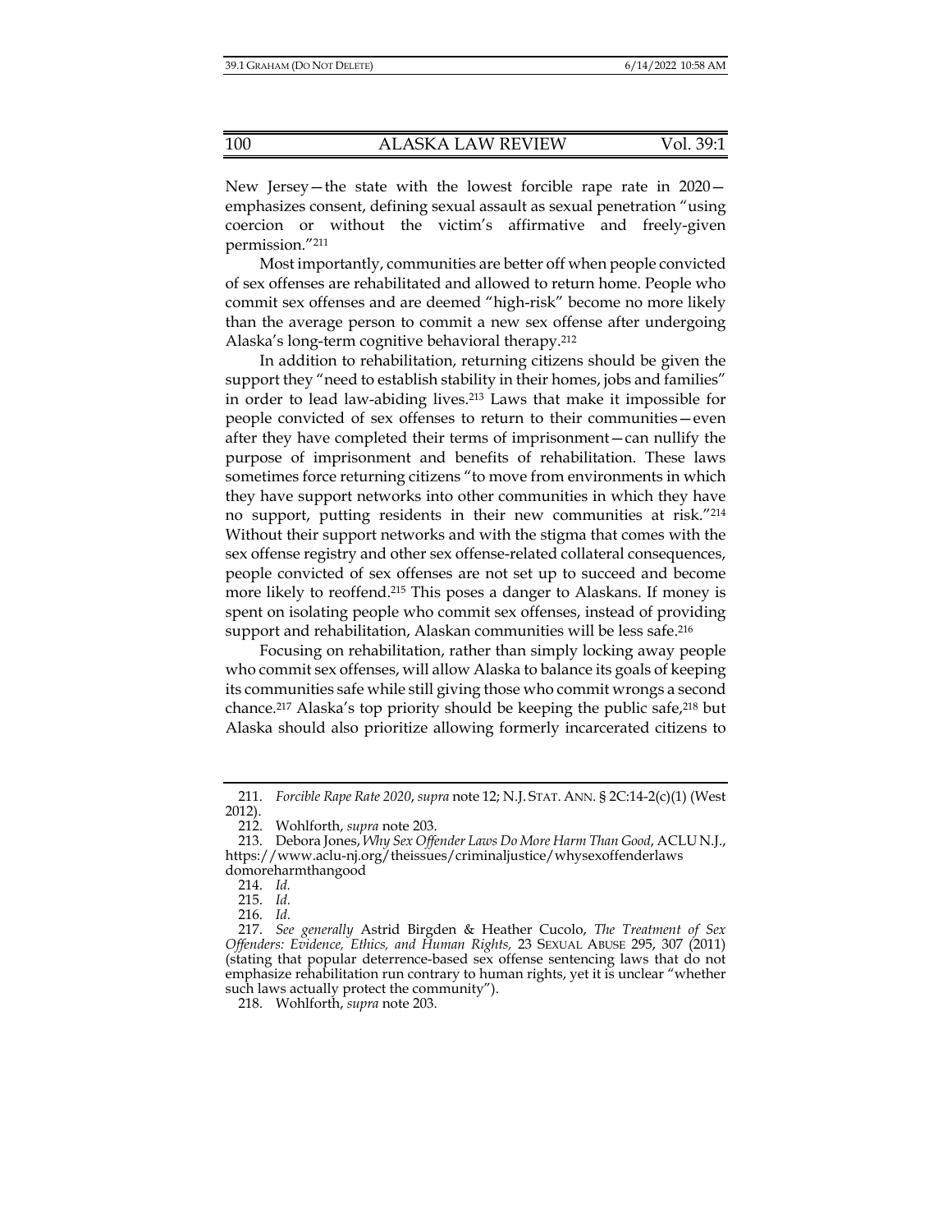New Jersey—the state with the lowest forcible rape rate in 2020—emphasizes consent, defining sexual assault as sexual penetration "using coercion or without the victim's affirmative and freely-given permission."[211]

Most importantly, communities are better off when people convicted of sex offenses are rehabilitated and allowed to return home. People who commit sex offenses and are deemed "high-risk" become no more likely than the average person to commit a new sex offense after undergoing Alaska's long-term cognitive behavioral therapy.[212]

In addition to rehabilitation, returning citizens should be given the support they "need to establish stability in their homes, jobs and families" in order to lead law-abiding lives.[213] Laws that make it impossible for people convicted of sex offenses to return to their communities—even after they have completed their terms of imprisonment—can nullify the purpose of imprisonment and benefits of rehabilitation. These laws sometimes force returning citizens "to move from environments in which they have support networks into other communities in which they have no support, putting residents in their new communities at risk."[214] Without their support networks and with the stigma that comes with the sex offense registry and other sex offense-related collateral consequences, people convicted of sex offenses are not set up to succeed and become more likely to reoffend.[215] This poses a danger to Alaskans. If money is spent on isolating people who commit sex offenses, instead of providing support and rehabilitation, Alaskan communities will be less safe.[216]

Focusing on rehabilitation, rather than simply locking away people who commit sex offenses, will allow Alaska to balance its goals of keeping its communities safe while still giving those who commit wrongs a second chance.[217] Alaska's top priority should be keeping the public safe,[218] but Alaska should also prioritize allowing formerly incarcerated citizens to

---

211. *Forcible Rape Rate 2020*, *supra* note 12; N.J. STAT. ANN. § 2C:14-2(c)(1) (West 2012).

212. Wohlforth, *supra* note 203.

213. Debora Jones, *Why Sex Offender Laws Do More Harm Than Good*, ACLU N.J., https://www.aclu-nj.org/theissues/criminaljustice/whysexoffenderlaws domoreharmthangood

214. *Id.*

215. *Id.*

216. *Id.*

217. *See generally* Astrid Birgden & Heather Cucolo, *The Treatment of Sex Offenders: Evidence, Ethics, and Human Rights,* 23 SEXUAL ABUSE 295, 307 (2011) (stating that popular deterrence-based sex offense sentencing laws that do not emphasize rehabilitation run contrary to human rights, yet it is unclear "whether such laws actually protect the community").

218. Wohlforth, *supra* note 203.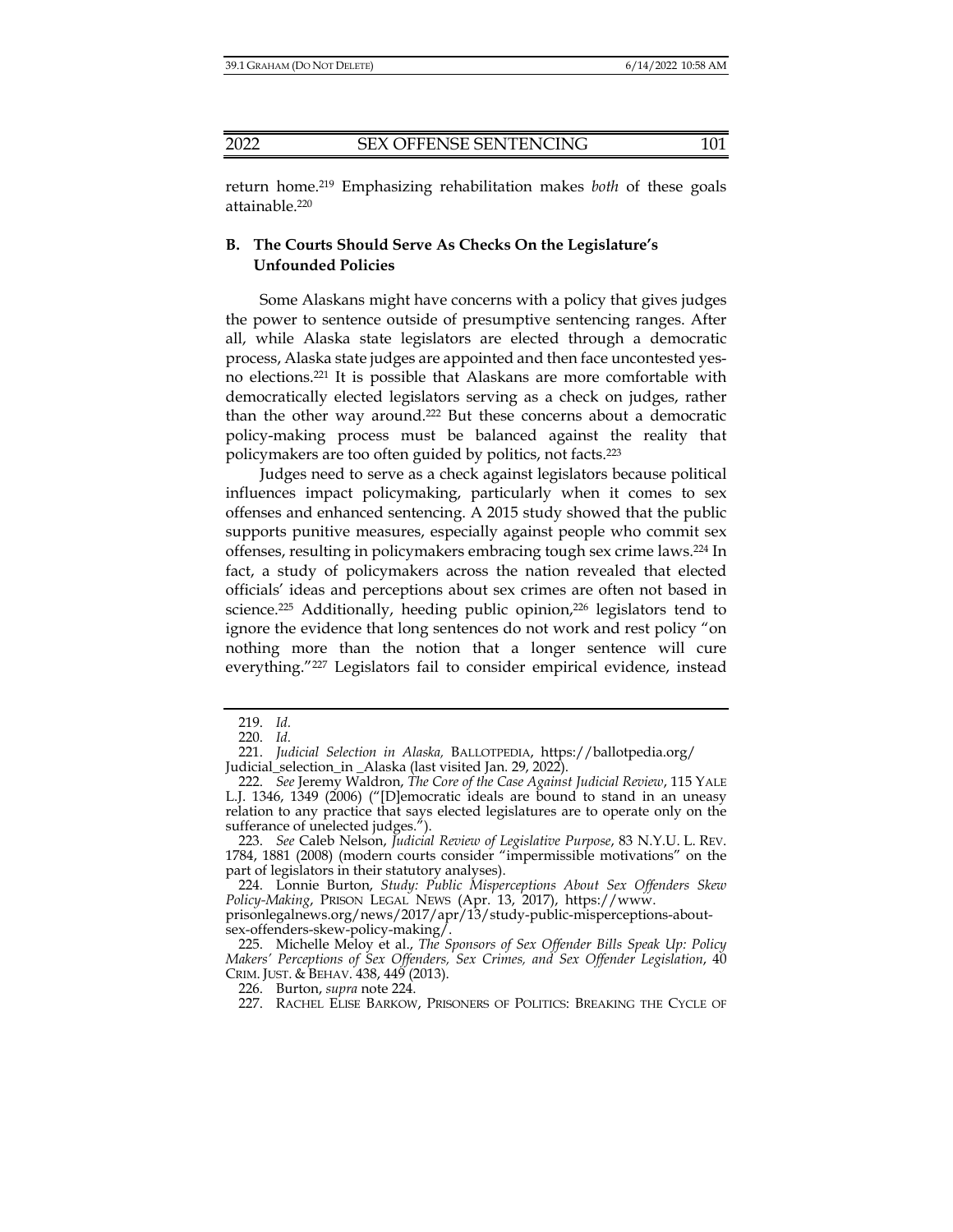return home.[219] Emphasizing rehabilitation makes *both* of these goals attainable.[220]

### B. The Courts Should Serve As Checks On the Legislature's Unfounded Policies

Some Alaskans might have concerns with a policy that gives judges the power to sentence outside of presumptive sentencing ranges. After all, while Alaska state legislators are elected through a democratic process, Alaska state judges are appointed and then face uncontested yes-no elections.[221] It is possible that Alaskans are more comfortable with democratically elected legislators serving as a check on judges, rather than the other way around.[222] But these concerns about a democratic policy-making process must be balanced against the reality that policymakers are too often guided by politics, not facts.[223]

Judges need to serve as a check against legislators because political influences impact policymaking, particularly when it comes to sex offenses and enhanced sentencing. A 2015 study showed that the public supports punitive measures, especially against people who commit sex offenses, resulting in policymakers embracing tough sex crime laws.[224] In fact, a study of policymakers across the nation revealed that elected officials' ideas and perceptions about sex crimes are often not based in science.[225] Additionally, heeding public opinion,[226] legislators tend to ignore the evidence that long sentences do not work and rest policy "on nothing more than the notion that a longer sentence will cure everything."[227] Legislators fail to consider empirical evidence, instead

---

219. *Id.*

220. *Id.*

221. *Judicial Selection in Alaska,* BALLOTPEDIA, https://ballotpedia.org/Judicial_selection_in _Alaska (last visited Jan. 29, 2022).

222. *See* Jeremy Waldron, *The Core of the Case Against Judicial Review*, 115 YALE L.J. 1346, 1349 (2006) ("[D]emocratic ideals are bound to stand in an uneasy relation to any practice that says elected legislatures are to operate only on the sufferance of unelected judges.").

223. *See* Caleb Nelson, *Judicial Review of Legislative Purpose*, 83 N.Y.U. L. REV. 1784, 1881 (2008) (modern courts consider "impermissible motivations" on the part of legislators in their statutory analyses).

224. Lonnie Burton, *Study: Public Misperceptions About Sex Offenders Skew Policy-Making*, PRISON LEGAL NEWS (Apr. 13, 2017), https://www.prisonlegalnews.org/news/2017/apr/13/study-public-misperceptions-about-sex-offenders-skew-policy-making/.

225. Michelle Meloy et al., *The Sponsors of Sex Offender Bills Speak Up: Policy Makers' Perceptions of Sex Offenders, Sex Crimes, and Sex Offender Legislation*, 40 CRIM. JUST. & BEHAV. 438, 449 (2013).

226. Burton, *supra* note 224.

227. RACHEL ELISE BARKOW, PRISONERS OF POLITICS: BREAKING THE CYCLE OF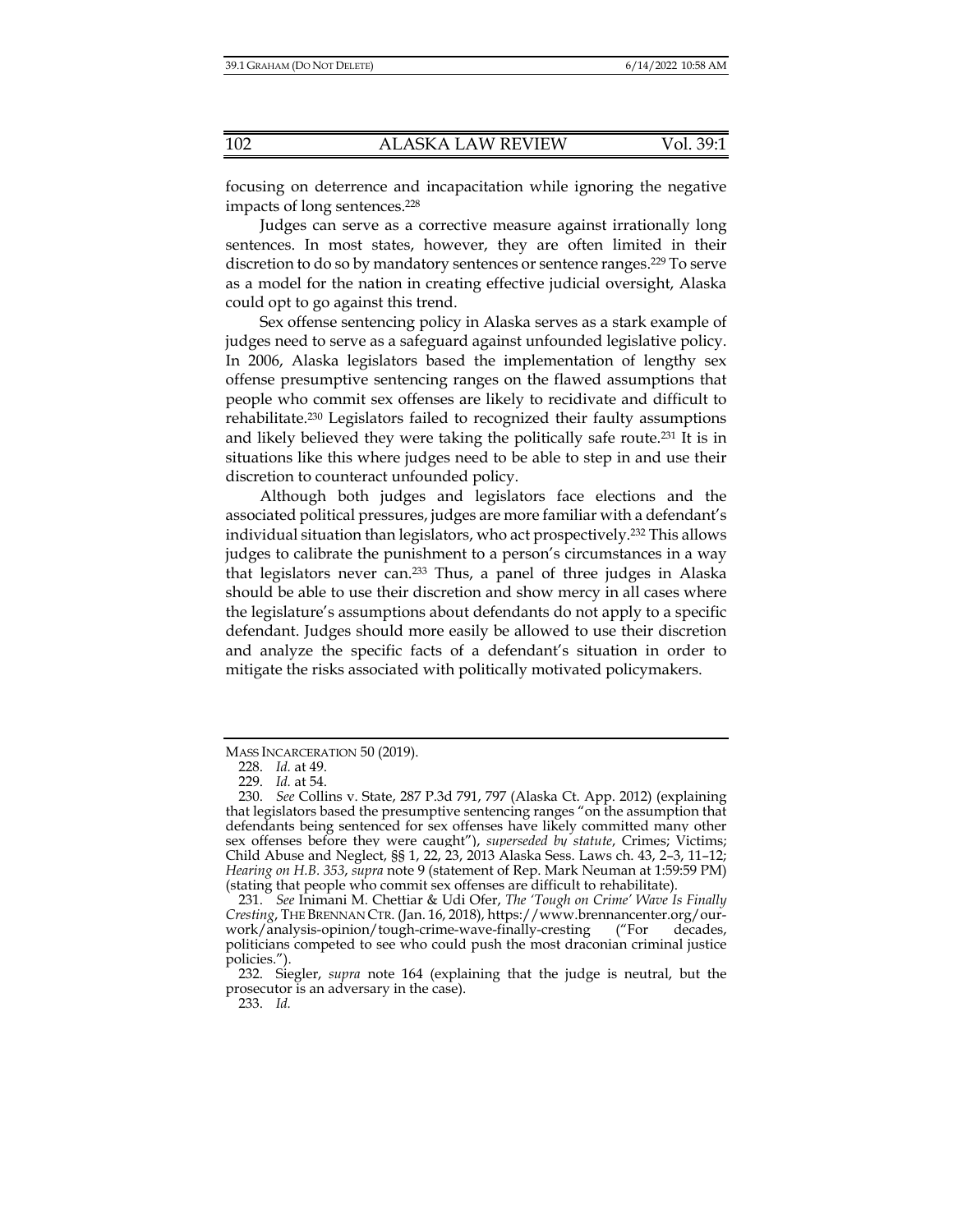focusing on deterrence and incapacitation while ignoring the negative impacts of long sentences.[228]

Judges can serve as a corrective measure against irrationally long sentences. In most states, however, they are often limited in their discretion to do so by mandatory sentences or sentence ranges.[229] To serve as a model for the nation in creating effective judicial oversight, Alaska could opt to go against this trend.

Sex offense sentencing policy in Alaska serves as a stark example of judges need to serve as a safeguard against unfounded legislative policy. In 2006, Alaska legislators based the implementation of lengthy sex offense presumptive sentencing ranges on the flawed assumptions that people who commit sex offenses are likely to recidivate and difficult to rehabilitate.[230] Legislators failed to recognized their faulty assumptions and likely believed they were taking the politically safe route.[231] It is in situations like this where judges need to be able to step in and use their discretion to counteract unfounded policy.

Although both judges and legislators face elections and the associated political pressures, judges are more familiar with a defendant's individual situation than legislators, who act prospectively.[232] This allows judges to calibrate the punishment to a person's circumstances in a way that legislators never can.[233] Thus, a panel of three judges in Alaska should be able to use their discretion and show mercy in all cases where the legislature's assumptions about defendants do not apply to a specific defendant. Judges should more easily be allowed to use their discretion and analyze the specific facts of a defendant's situation in order to mitigate the risks associated with politically motivated policymakers.

---

MASS INCARCERATION 50 (2019).

228. *Id.* at 49.

229. *Id.* at 54.

230. *See* Collins v. State, 287 P.3d 791, 797 (Alaska Ct. App. 2012) (explaining that legislators based the presumptive sentencing ranges "on the assumption that defendants being sentenced for sex offenses have likely committed many other sex offenses before they were caught"), *superseded by statute*, Crimes; Victims; Child Abuse and Neglect, §§ 1, 22, 23, 2013 Alaska Sess. Laws ch. 43, 2–3, 11–12; *Hearing on H.B. 353*, *supra* note 9 (statement of Rep. Mark Neuman at 1:59:59 PM) (stating that people who commit sex offenses are difficult to rehabilitate).

231. *See* Inimani M. Chettiar & Udi Ofer, *The 'Tough on Crime' Wave Is Finally Cresting*, THE BRENNAN CTR. (Jan. 16, 2018), https://www.brennancenter.org/our-work/analysis-opinion/tough-crime-wave-finally-cresting ("For decades, politicians competed to see who could push the most draconian criminal justice policies.").

232. Siegler, *supra* note 164 (explaining that the judge is neutral, but the prosecutor is an adversary in the case).

233. *Id.*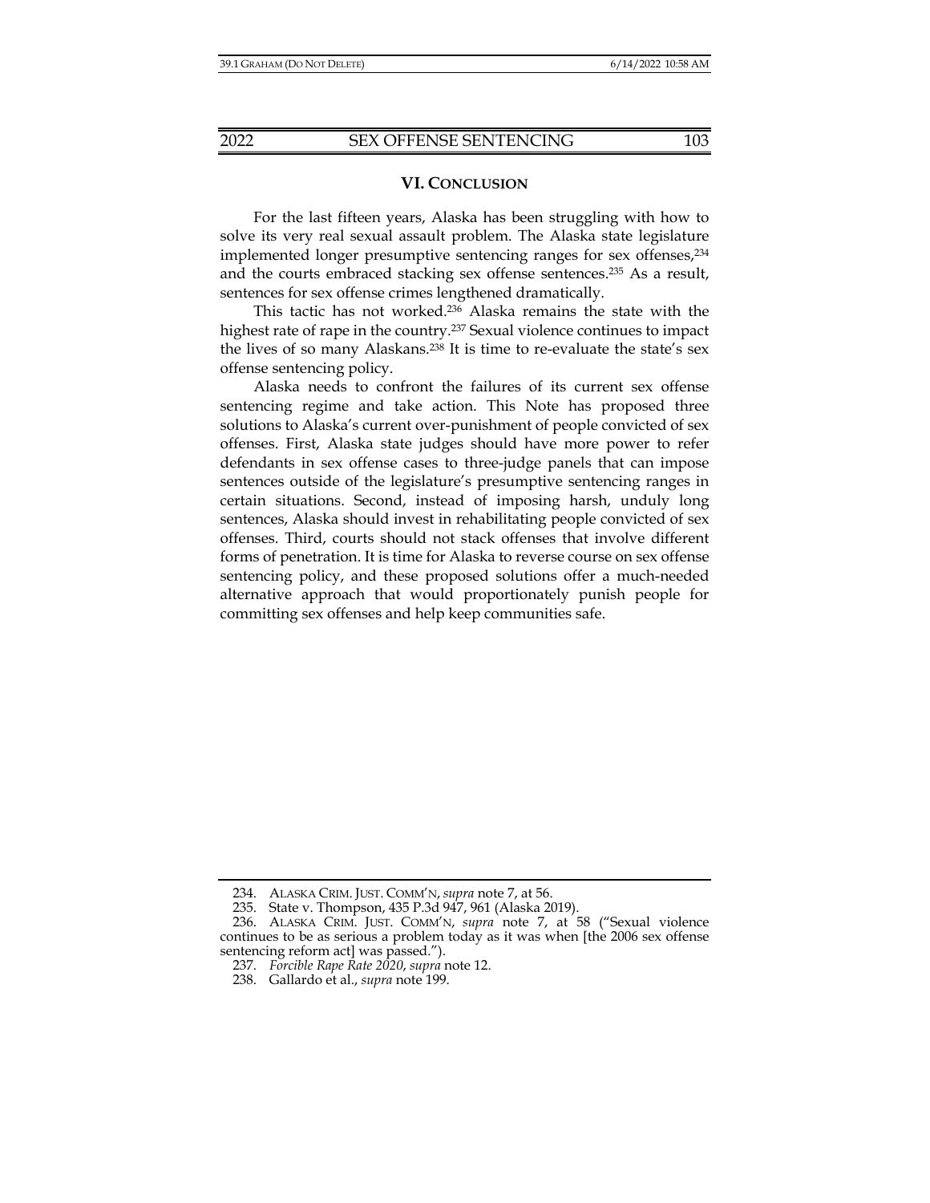## VI. Conclusion

For the last fifteen years, Alaska has been struggling with how to solve its very real sexual assault problem. The Alaska state legislature implemented longer presumptive sentencing ranges for sex offenses,[234] and the courts embraced stacking sex offense sentences.[235] As a result, sentences for sex offense crimes lengthened dramatically.

This tactic has not worked.[236] Alaska remains the state with the highest rate of rape in the country.[237] Sexual violence continues to impact the lives of so many Alaskans.[238] It is time to re-evaluate the state's sex offense sentencing policy.

Alaska needs to confront the failures of its current sex offense sentencing regime and take action. This Note has proposed three solutions to Alaska's current over-punishment of people convicted of sex offenses. First, Alaska state judges should have more power to refer defendants in sex offense cases to three-judge panels that can impose sentences outside of the legislature's presumptive sentencing ranges in certain situations. Second, instead of imposing harsh, unduly long sentences, Alaska should invest in rehabilitating people convicted of sex offenses. Third, courts should not stack offenses that involve different forms of penetration. It is time for Alaska to reverse course on sex offense sentencing policy, and these proposed solutions offer a much-needed alternative approach that would proportionately punish people for committing sex offenses and help keep communities safe.

---

234. ALASKA CRIM. JUST. COMM'N, *supra* note 7, at 56.

235. State v. Thompson, 435 P.3d 947, 961 (Alaska 2019).

236. ALASKA CRIM. JUST. COMM'N, *supra* note 7, at 58 ("Sexual violence continues to be as serious a problem today as it was when [the 2006 sex offense sentencing reform act] was passed.").

237. *Forcible Rape Rate 2020*, *supra* note 12.

238. Gallardo et al., *supra* note 199.